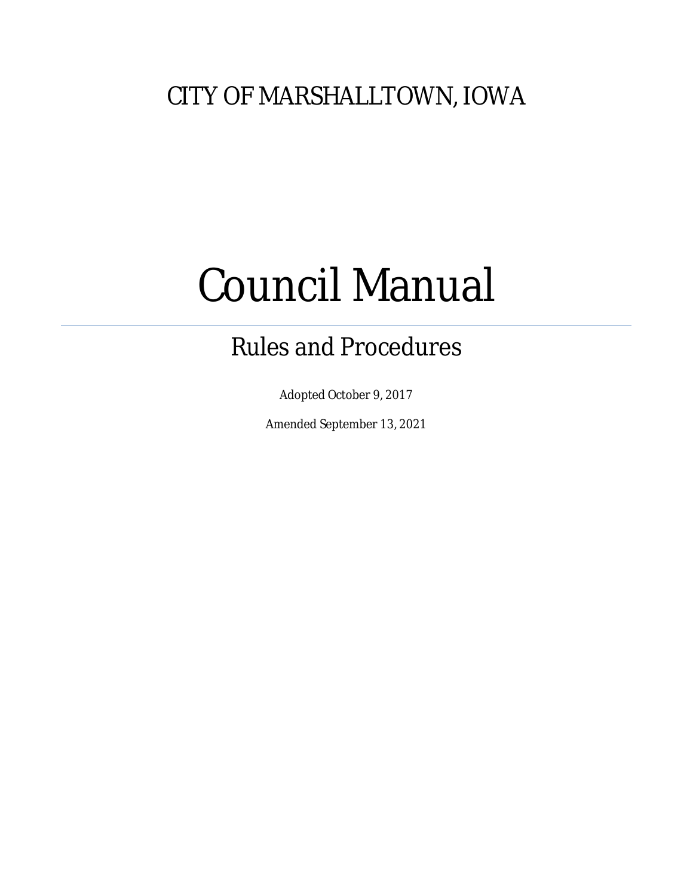CITY OF MARSHALLTOWN, IOWA

# Council Manual

## Rules and Procedures

Adopted October 9, 2017

Amended September 13, 2021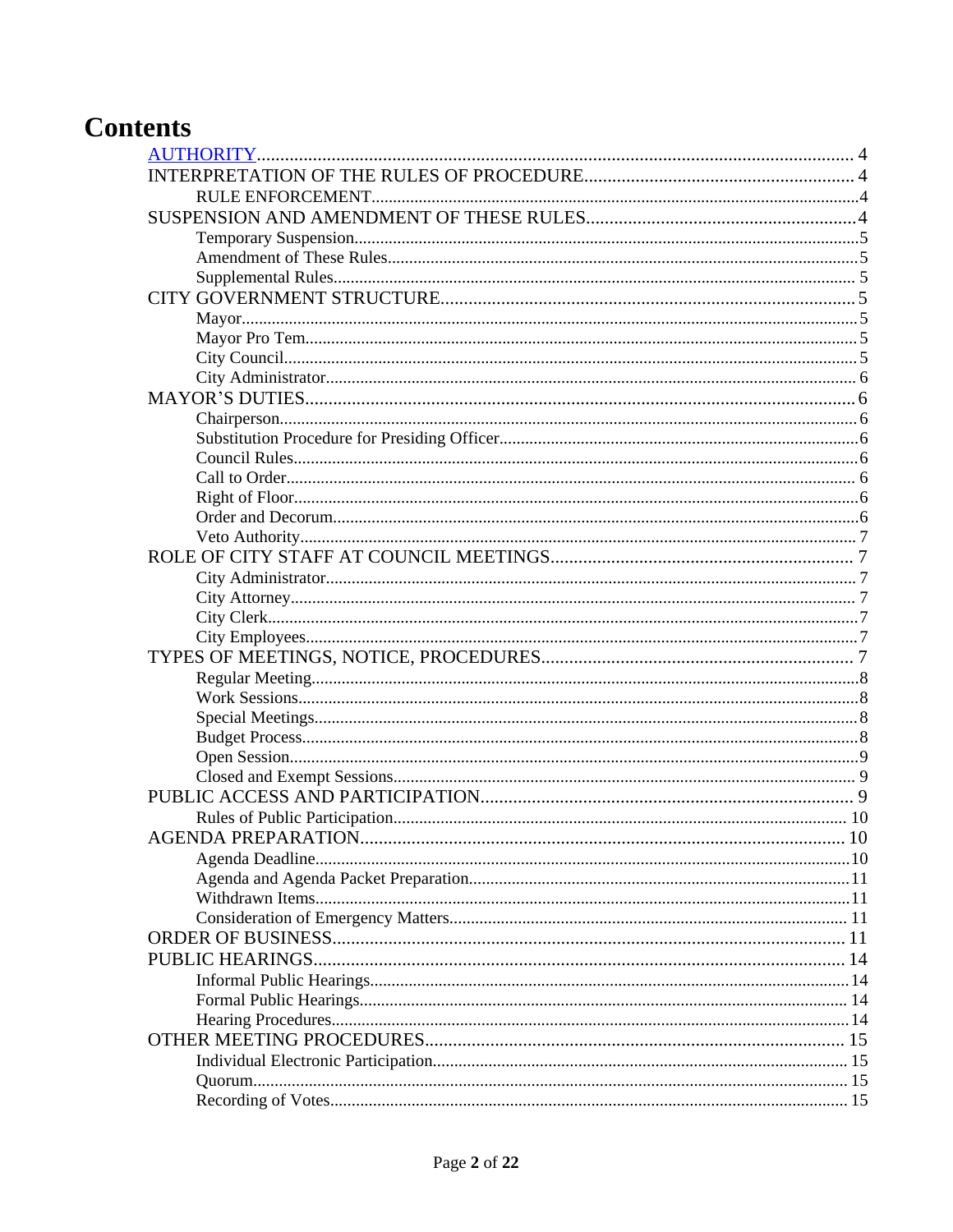# Contents

- AUTHORITY ... 4
- INTERPRETATION OF THE RULES OF PROCEDURE ... 4
  - RULE ENFORCEMENT ... 4
- SUSPENSION AND AMENDMENT OF THESE RULES ... 4
  - Temporary Suspension ... 5
  - Amendment of These Rules ... 5
  - Supplemental Rules ... 5
- CITY GOVERNMENT STRUCTURE ... 5
  - Mayor ... 5
  - Mayor Pro Tem ... 5
  - City Council ... 5
  - City Administrator ... 6
- MAYOR'S DUTIES ... 6
  - Chairperson ... 6
  - Substitution Procedure for Presiding Officer ... 6
  - Council Rules ... 6
  - Call to Order ... 6
  - Right of Floor ... 6
  - Order and Decorum ... 6
  - Veto Authority ... 7
- ROLE OF CITY STAFF AT COUNCIL MEETINGS ... 7
  - City Administrator ... 7
  - City Attorney ... 7
  - City Clerk ... 7
  - City Employees ... 7
- TYPES OF MEETINGS, NOTICE, PROCEDURES ... 7
  - Regular Meeting ... 8
  - Work Sessions ... 8
  - Special Meetings ... 8
  - Budget Process ... 8
  - Open Session ... 9
  - Closed and Exempt Sessions ... 9
- PUBLIC ACCESS AND PARTICIPATION ... 9
  - Rules of Public Participation ... 10
- AGENDA PREPARATION ... 10
  - Agenda Deadline ... 10
  - Agenda and Agenda Packet Preparation ... 11
  - Withdrawn Items ... 11
  - Consideration of Emergency Matters ... 11
- ORDER OF BUSINESS ... 11
- PUBLIC HEARINGS ... 14
  - Informal Public Hearings ... 14
  - Formal Public Hearings ... 14
  - Hearing Procedures ... 14
- OTHER MEETING PROCEDURES ... 15
  - Individual Electronic Participation ... 15
  - Quorum ... 15
  - Recording of Votes ... 15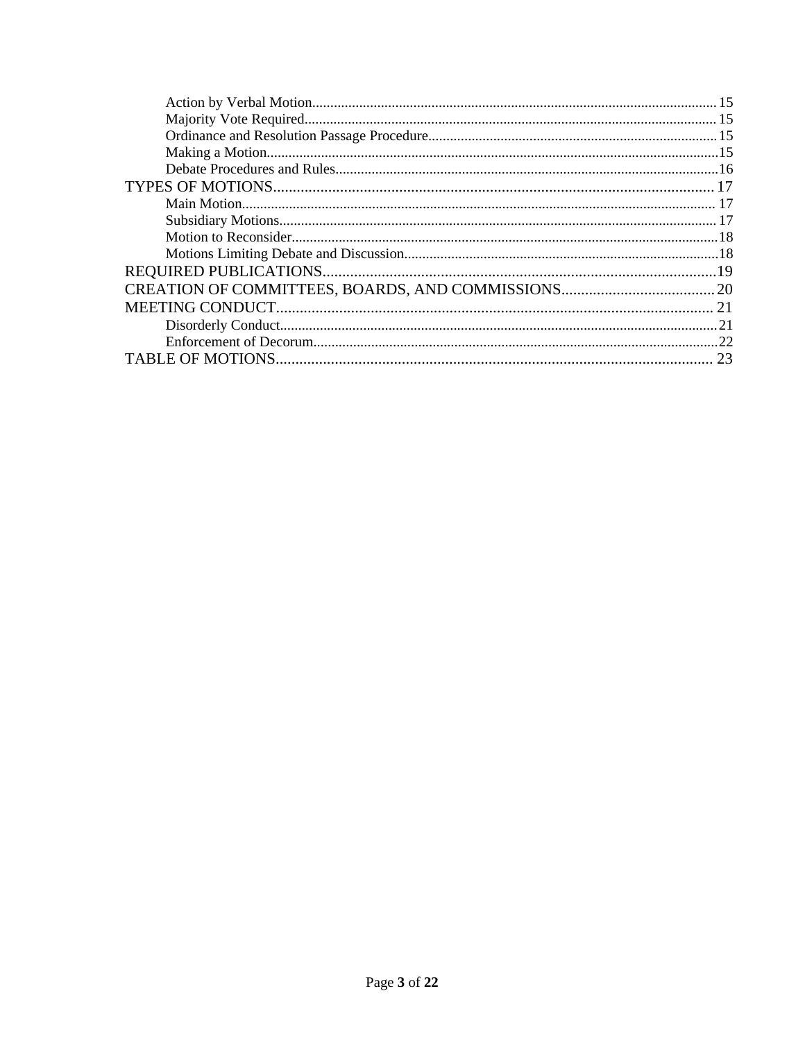Action by Verbal Motion.......... 15
Majority Vote Required.......... 15
Ordinance and Resolution Passage Procedure.......... 15
Making a Motion.......... 15
Debate Procedures and Rules.......... 16

TYPES OF MOTIONS.......... 17

Main Motion.......... 17
Subsidiary Motions.......... 17
Motion to Reconsider.......... 18
Motions Limiting Debate and Discussion.......... 18

REQUIRED PUBLICATIONS.......... 19

CREATION OF COMMITTEES, BOARDS, AND COMMISSIONS.......... 20

MEETING CONDUCT.......... 21

Disorderly Conduct.......... 21
Enforcement of Decorum.......... 22

TABLE OF MOTIONS.......... 23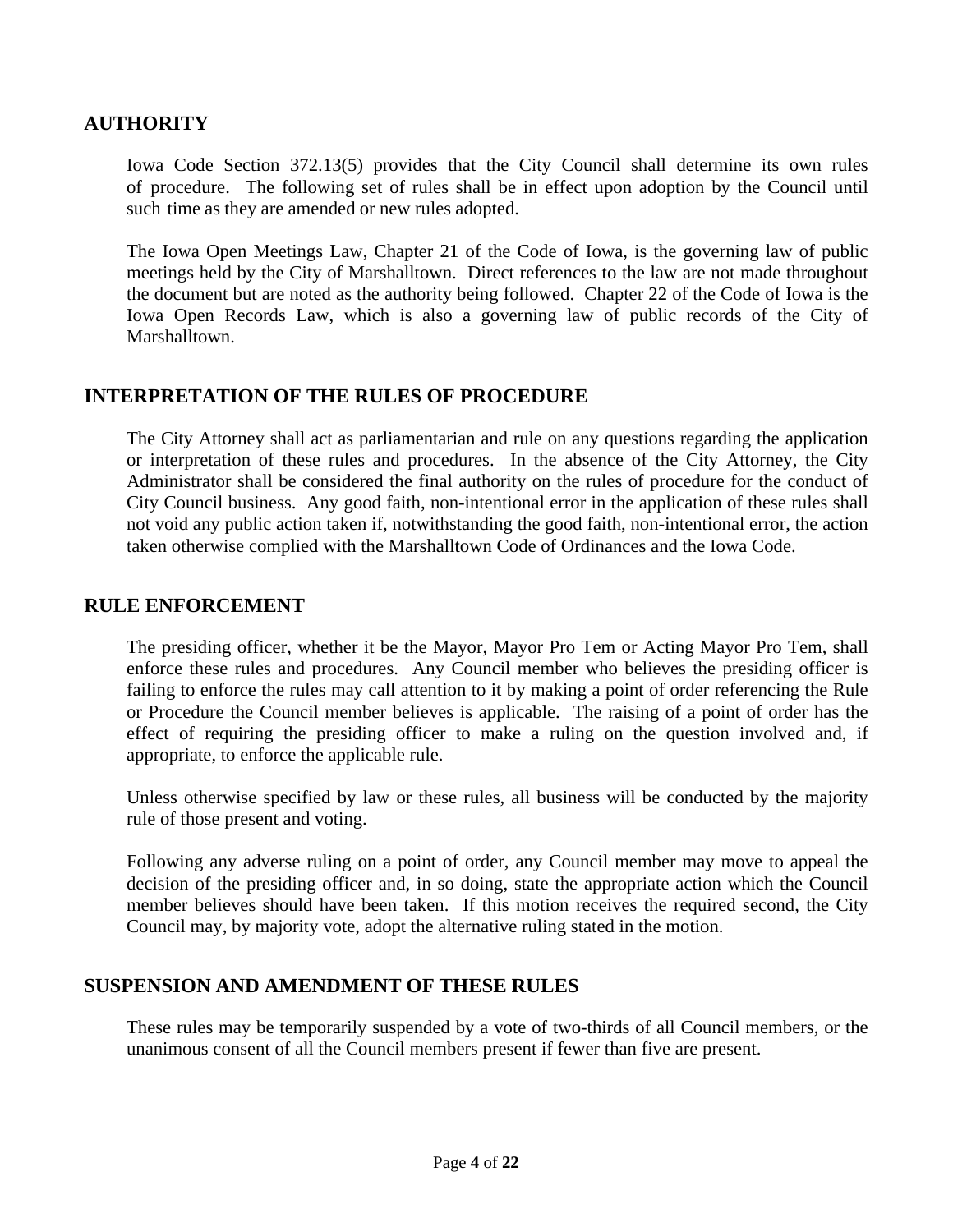## AUTHORITY

Iowa Code Section 372.13(5) provides that the City Council shall determine its own rules of procedure. The following set of rules shall be in effect upon adoption by the Council until such time as they are amended or new rules adopted.

The Iowa Open Meetings Law, Chapter 21 of the Code of Iowa, is the governing law of public meetings held by the City of Marshalltown. Direct references to the law are not made throughout the document but are noted as the authority being followed. Chapter 22 of the Code of Iowa is the Iowa Open Records Law, which is also a governing law of public records of the City of Marshalltown.

## INTERPRETATION OF THE RULES OF PROCEDURE

The City Attorney shall act as parliamentarian and rule on any questions regarding the application or interpretation of these rules and procedures. In the absence of the City Attorney, the City Administrator shall be considered the final authority on the rules of procedure for the conduct of City Council business. Any good faith, non-intentional error in the application of these rules shall not void any public action taken if, notwithstanding the good faith, non-intentional error, the action taken otherwise complied with the Marshalltown Code of Ordinances and the Iowa Code.

## RULE ENFORCEMENT

The presiding officer, whether it be the Mayor, Mayor Pro Tem or Acting Mayor Pro Tem, shall enforce these rules and procedures. Any Council member who believes the presiding officer is failing to enforce the rules may call attention to it by making a point of order referencing the Rule or Procedure the Council member believes is applicable. The raising of a point of order has the effect of requiring the presiding officer to make a ruling on the question involved and, if appropriate, to enforce the applicable rule.

Unless otherwise specified by law or these rules, all business will be conducted by the majority rule of those present and voting.

Following any adverse ruling on a point of order, any Council member may move to appeal the decision of the presiding officer and, in so doing, state the appropriate action which the Council member believes should have been taken. If this motion receives the required second, the City Council may, by majority vote, adopt the alternative ruling stated in the motion.

## SUSPENSION AND AMENDMENT OF THESE RULES

These rules may be temporarily suspended by a vote of two-thirds of all Council members, or the unanimous consent of all the Council members present if fewer than five are present.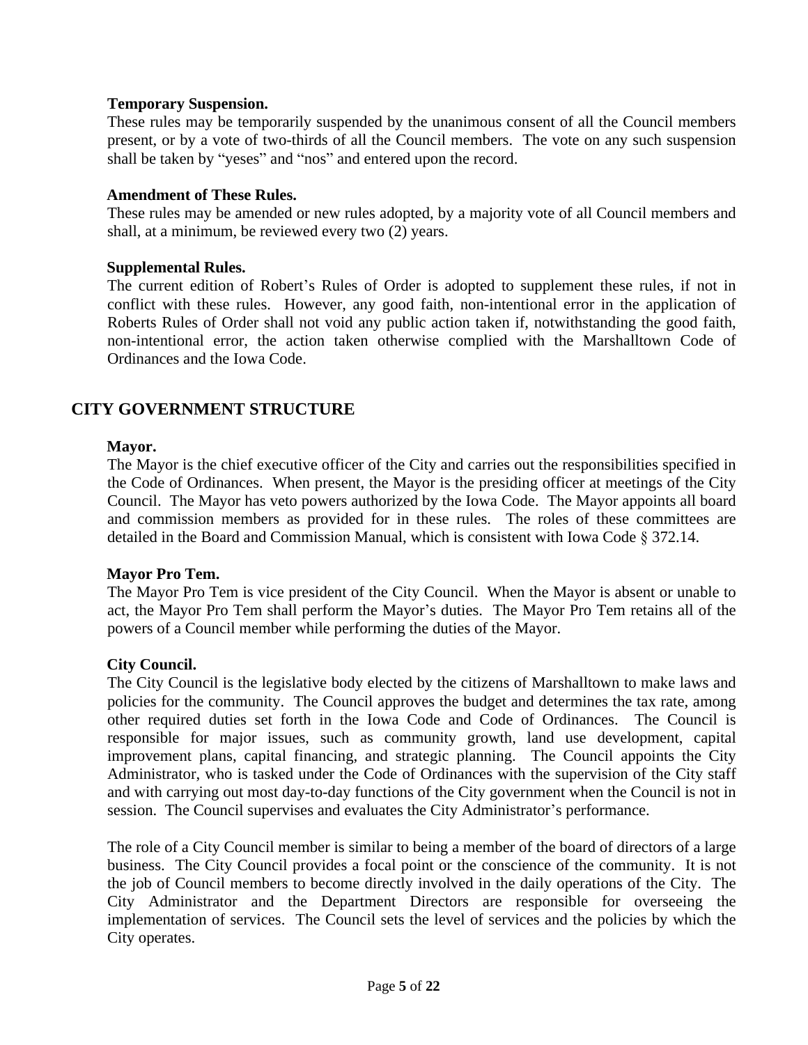**Temporary Suspension.**
These rules may be temporarily suspended by the unanimous consent of all the Council members present, or by a vote of two-thirds of all the Council members. The vote on any such suspension shall be taken by "yeses" and "nos" and entered upon the record.

**Amendment of These Rules.**
These rules may be amended or new rules adopted, by a majority vote of all Council members and shall, at a minimum, be reviewed every two (2) years.

**Supplemental Rules.**
The current edition of Robert's Rules of Order is adopted to supplement these rules, if not in conflict with these rules. However, any good faith, non-intentional error in the application of Roberts Rules of Order shall not void any public action taken if, notwithstanding the good faith, non-intentional error, the action taken otherwise complied with the Marshalltown Code of Ordinances and the Iowa Code.

## CITY GOVERNMENT STRUCTURE

**Mayor.**
The Mayor is the chief executive officer of the City and carries out the responsibilities specified in the Code of Ordinances. When present, the Mayor is the presiding officer at meetings of the City Council. The Mayor has veto powers authorized by the Iowa Code. The Mayor appoints all board and commission members as provided for in these rules. The roles of these committees are detailed in the Board and Commission Manual, which is consistent with Iowa Code § 372.14.

**Mayor Pro Tem.**
The Mayor Pro Tem is vice president of the City Council. When the Mayor is absent or unable to act, the Mayor Pro Tem shall perform the Mayor's duties. The Mayor Pro Tem retains all of the powers of a Council member while performing the duties of the Mayor.

**City Council.**
The City Council is the legislative body elected by the citizens of Marshalltown to make laws and policies for the community. The Council approves the budget and determines the tax rate, among other required duties set forth in the Iowa Code and Code of Ordinances. The Council is responsible for major issues, such as community growth, land use development, capital improvement plans, capital financing, and strategic planning. The Council appoints the City Administrator, who is tasked under the Code of Ordinances with the supervision of the City staff and with carrying out most day-to-day functions of the City government when the Council is not in session. The Council supervises and evaluates the City Administrator's performance.

The role of a City Council member is similar to being a member of the board of directors of a large business. The City Council provides a focal point or the conscience of the community. It is not the job of Council members to become directly involved in the daily operations of the City. The City Administrator and the Department Directors are responsible for overseeing the implementation of services. The Council sets the level of services and the policies by which the City operates.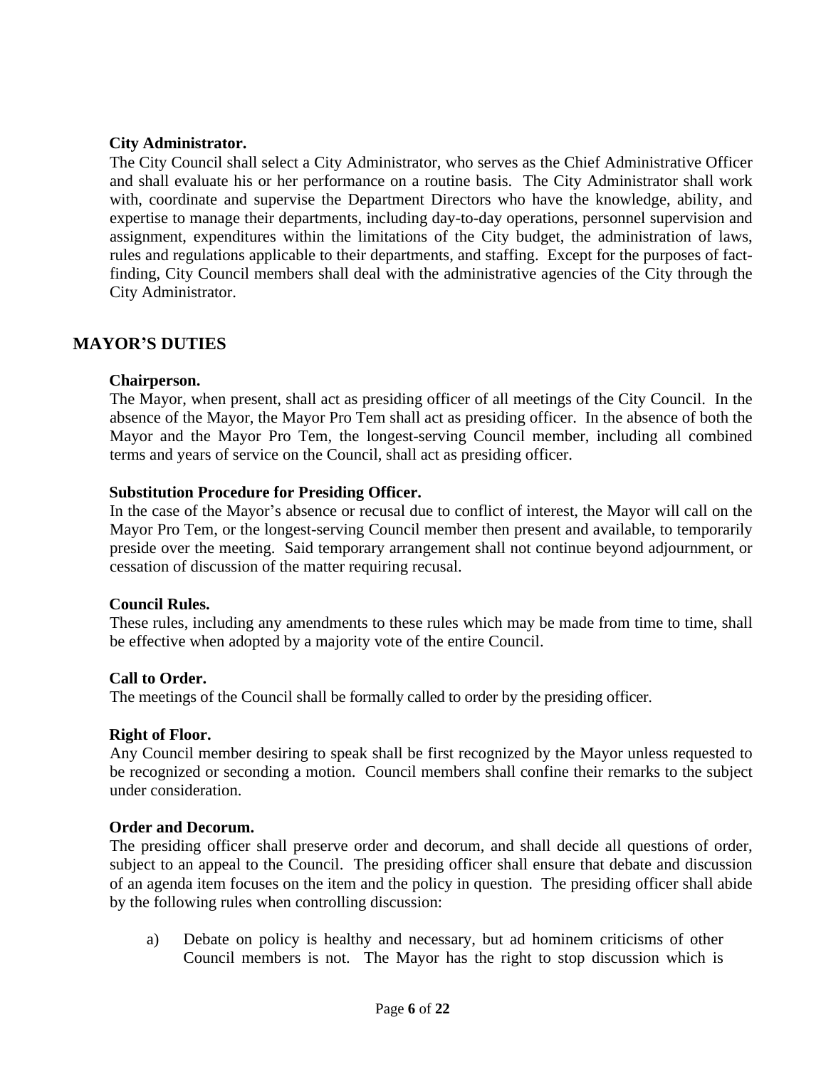**City Administrator.**

The City Council shall select a City Administrator, who serves as the Chief Administrative Officer and shall evaluate his or her performance on a routine basis. The City Administrator shall work with, coordinate and supervise the Department Directors who have the knowledge, ability, and expertise to manage their departments, including day-to-day operations, personnel supervision and assignment, expenditures within the limitations of the City budget, the administration of laws, rules and regulations applicable to their departments, and staffing. Except for the purposes of fact-finding, City Council members shall deal with the administrative agencies of the City through the City Administrator.

## MAYOR'S DUTIES

**Chairperson.**

The Mayor, when present, shall act as presiding officer of all meetings of the City Council. In the absence of the Mayor, the Mayor Pro Tem shall act as presiding officer. In the absence of both the Mayor and the Mayor Pro Tem, the longest-serving Council member, including all combined terms and years of service on the Council, shall act as presiding officer.

**Substitution Procedure for Presiding Officer.**

In the case of the Mayor's absence or recusal due to conflict of interest, the Mayor will call on the Mayor Pro Tem, or the longest-serving Council member then present and available, to temporarily preside over the meeting. Said temporary arrangement shall not continue beyond adjournment, or cessation of discussion of the matter requiring recusal.

**Council Rules.**

These rules, including any amendments to these rules which may be made from time to time, shall be effective when adopted by a majority vote of the entire Council.

**Call to Order.**

The meetings of the Council shall be formally called to order by the presiding officer.

**Right of Floor.**

Any Council member desiring to speak shall be first recognized by the Mayor unless requested to be recognized or seconding a motion. Council members shall confine their remarks to the subject under consideration.

**Order and Decorum.**

The presiding officer shall preserve order and decorum, and shall decide all questions of order, subject to an appeal to the Council. The presiding officer shall ensure that debate and discussion of an agenda item focuses on the item and the policy in question. The presiding officer shall abide by the following rules when controlling discussion:

a) Debate on policy is healthy and necessary, but ad hominem criticisms of other Council members is not. The Mayor has the right to stop discussion which is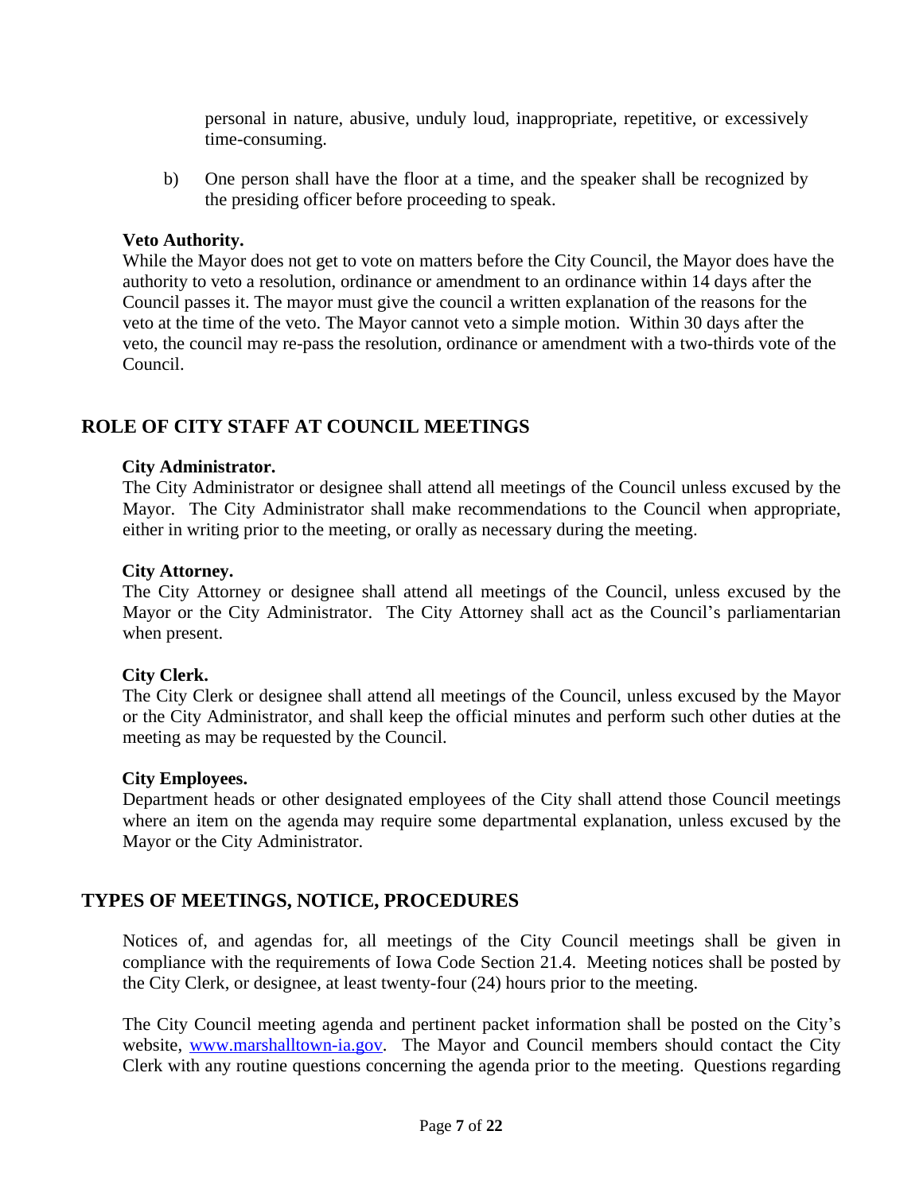personal in nature, abusive, unduly loud, inappropriate, repetitive, or excessively time-consuming.

b) One person shall have the floor at a time, and the speaker shall be recognized by the presiding officer before proceeding to speak.

**Veto Authority.**
While the Mayor does not get to vote on matters before the City Council, the Mayor does have the authority to veto a resolution, ordinance or amendment to an ordinance within 14 days after the Council passes it. The mayor must give the council a written explanation of the reasons for the veto at the time of the veto. The Mayor cannot veto a simple motion. Within 30 days after the veto, the council may re-pass the resolution, ordinance or amendment with a two-thirds vote of the Council.

## ROLE OF CITY STAFF AT COUNCIL MEETINGS

**City Administrator.**
The City Administrator or designee shall attend all meetings of the Council unless excused by the Mayor. The City Administrator shall make recommendations to the Council when appropriate, either in writing prior to the meeting, or orally as necessary during the meeting.

**City Attorney.**
The City Attorney or designee shall attend all meetings of the Council, unless excused by the Mayor or the City Administrator. The City Attorney shall act as the Council's parliamentarian when present.

**City Clerk.**
The City Clerk or designee shall attend all meetings of the Council, unless excused by the Mayor or the City Administrator, and shall keep the official minutes and perform such other duties at the meeting as may be requested by the Council.

**City Employees.**
Department heads or other designated employees of the City shall attend those Council meetings where an item on the agenda may require some departmental explanation, unless excused by the Mayor or the City Administrator.

## TYPES OF MEETINGS, NOTICE, PROCEDURES

Notices of, and agendas for, all meetings of the City Council meetings shall be given in compliance with the requirements of Iowa Code Section 21.4. Meeting notices shall be posted by the City Clerk, or designee, at least twenty-four (24) hours prior to the meeting.

The City Council meeting agenda and pertinent packet information shall be posted on the City's website, www.marshalltown-ia.gov. The Mayor and Council members should contact the City Clerk with any routine questions concerning the agenda prior to the meeting. Questions regarding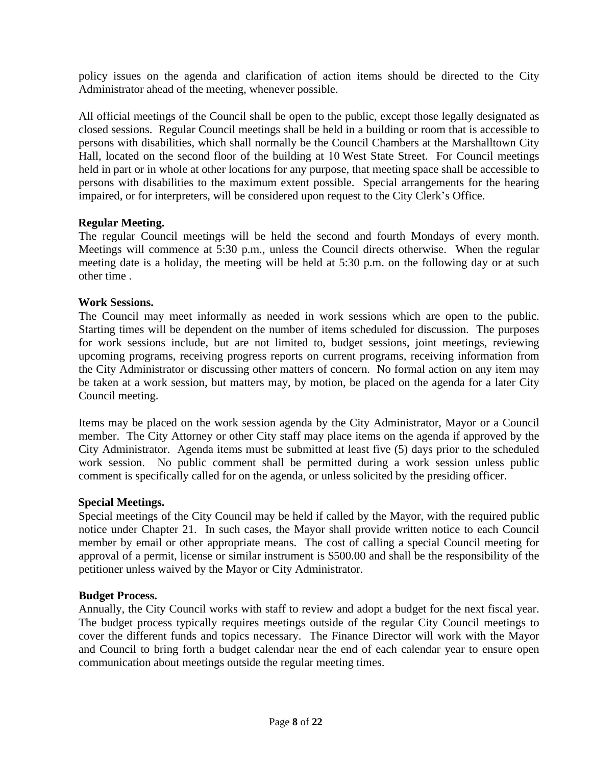policy issues on the agenda and clarification of action items should be directed to the City Administrator ahead of the meeting, whenever possible.

All official meetings of the Council shall be open to the public, except those legally designated as closed sessions. Regular Council meetings shall be held in a building or room that is accessible to persons with disabilities, which shall normally be the Council Chambers at the Marshalltown City Hall, located on the second floor of the building at 10 West State Street. For Council meetings held in part or in whole at other locations for any purpose, that meeting space shall be accessible to persons with disabilities to the maximum extent possible. Special arrangements for the hearing impaired, or for interpreters, will be considered upon request to the City Clerk's Office.

**Regular Meeting.**

The regular Council meetings will be held the second and fourth Mondays of every month. Meetings will commence at 5:30 p.m., unless the Council directs otherwise. When the regular meeting date is a holiday, the meeting will be held at 5:30 p.m. on the following day or at such other time .

**Work Sessions.**

The Council may meet informally as needed in work sessions which are open to the public. Starting times will be dependent on the number of items scheduled for discussion. The purposes for work sessions include, but are not limited to, budget sessions, joint meetings, reviewing upcoming programs, receiving progress reports on current programs, receiving information from the City Administrator or discussing other matters of concern. No formal action on any item may be taken at a work session, but matters may, by motion, be placed on the agenda for a later City Council meeting.

Items may be placed on the work session agenda by the City Administrator, Mayor or a Council member. The City Attorney or other City staff may place items on the agenda if approved by the City Administrator. Agenda items must be submitted at least five (5) days prior to the scheduled work session. No public comment shall be permitted during a work session unless public comment is specifically called for on the agenda, or unless solicited by the presiding officer.

**Special Meetings.**

Special meetings of the City Council may be held if called by the Mayor, with the required public notice under Chapter 21. In such cases, the Mayor shall provide written notice to each Council member by email or other appropriate means. The cost of calling a special Council meeting for approval of a permit, license or similar instrument is $500.00 and shall be the responsibility of the petitioner unless waived by the Mayor or City Administrator.

**Budget Process.**

Annually, the City Council works with staff to review and adopt a budget for the next fiscal year. The budget process typically requires meetings outside of the regular City Council meetings to cover the different funds and topics necessary. The Finance Director will work with the Mayor and Council to bring forth a budget calendar near the end of each calendar year to ensure open communication about meetings outside the regular meeting times.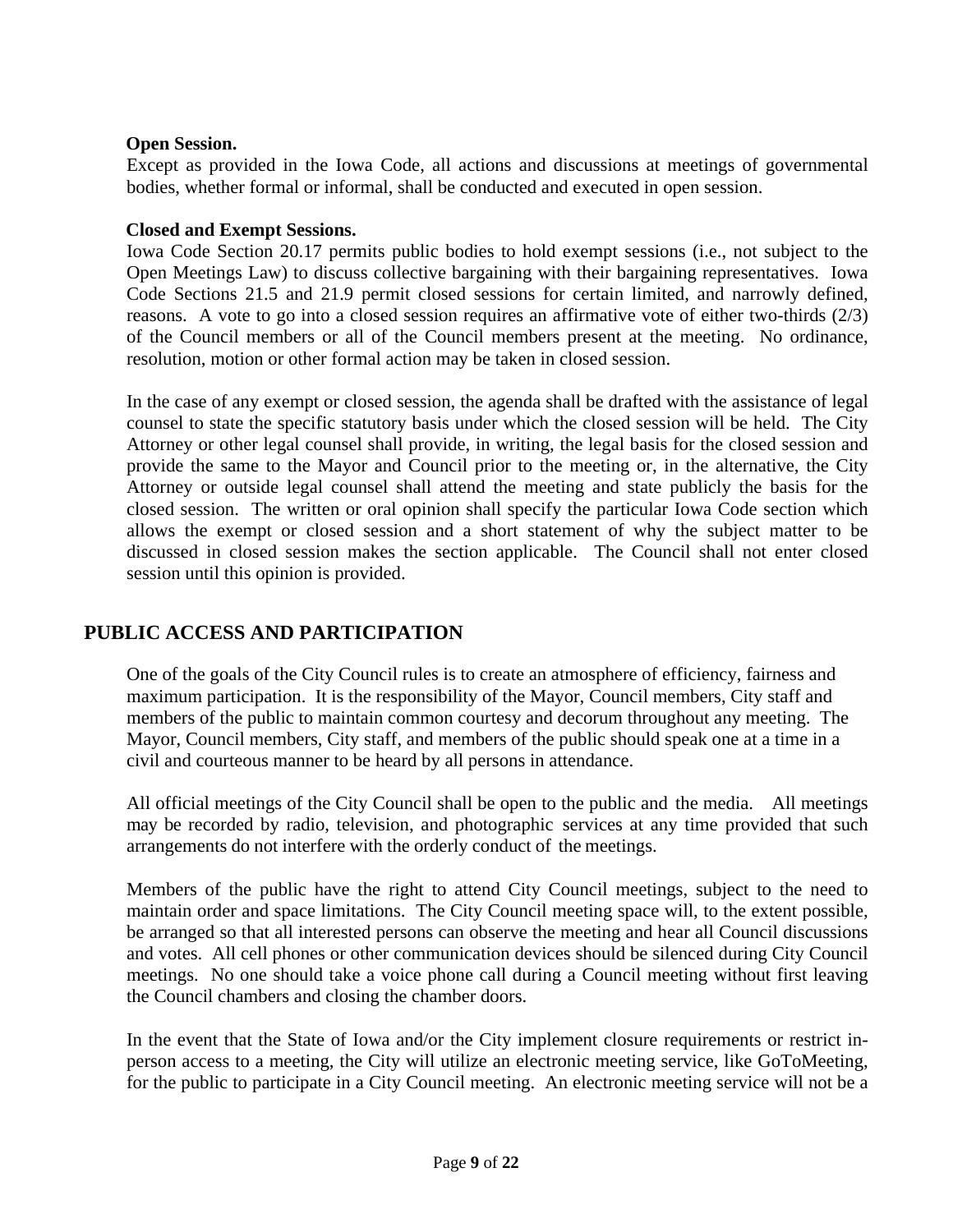**Open Session.**
Except as provided in the Iowa Code, all actions and discussions at meetings of governmental bodies, whether formal or informal, shall be conducted and executed in open session.

**Closed and Exempt Sessions.**
Iowa Code Section 20.17 permits public bodies to hold exempt sessions (i.e., not subject to the Open Meetings Law) to discuss collective bargaining with their bargaining representatives. Iowa Code Sections 21.5 and 21.9 permit closed sessions for certain limited, and narrowly defined, reasons. A vote to go into a closed session requires an affirmative vote of either two-thirds (2/3) of the Council members or all of the Council members present at the meeting. No ordinance, resolution, motion or other formal action may be taken in closed session.

In the case of any exempt or closed session, the agenda shall be drafted with the assistance of legal counsel to state the specific statutory basis under which the closed session will be held. The City Attorney or other legal counsel shall provide, in writing, the legal basis for the closed session and provide the same to the Mayor and Council prior to the meeting or, in the alternative, the City Attorney or outside legal counsel shall attend the meeting and state publicly the basis for the closed session. The written or oral opinion shall specify the particular Iowa Code section which allows the exempt or closed session and a short statement of why the subject matter to be discussed in closed session makes the section applicable. The Council shall not enter closed session until this opinion is provided.

## PUBLIC ACCESS AND PARTICIPATION

One of the goals of the City Council rules is to create an atmosphere of efficiency, fairness and maximum participation. It is the responsibility of the Mayor, Council members, City staff and members of the public to maintain common courtesy and decorum throughout any meeting. The Mayor, Council members, City staff, and members of the public should speak one at a time in a civil and courteous manner to be heard by all persons in attendance.

All official meetings of the City Council shall be open to the public and the media. All meetings may be recorded by radio, television, and photographic services at any time provided that such arrangements do not interfere with the orderly conduct of the meetings.

Members of the public have the right to attend City Council meetings, subject to the need to maintain order and space limitations. The City Council meeting space will, to the extent possible, be arranged so that all interested persons can observe the meeting and hear all Council discussions and votes. All cell phones or other communication devices should be silenced during City Council meetings. No one should take a voice phone call during a Council meeting without first leaving the Council chambers and closing the chamber doors.

In the event that the State of Iowa and/or the City implement closure requirements or restrict in-person access to a meeting, the City will utilize an electronic meeting service, like GoToMeeting, for the public to participate in a City Council meeting. An electronic meeting service will not be a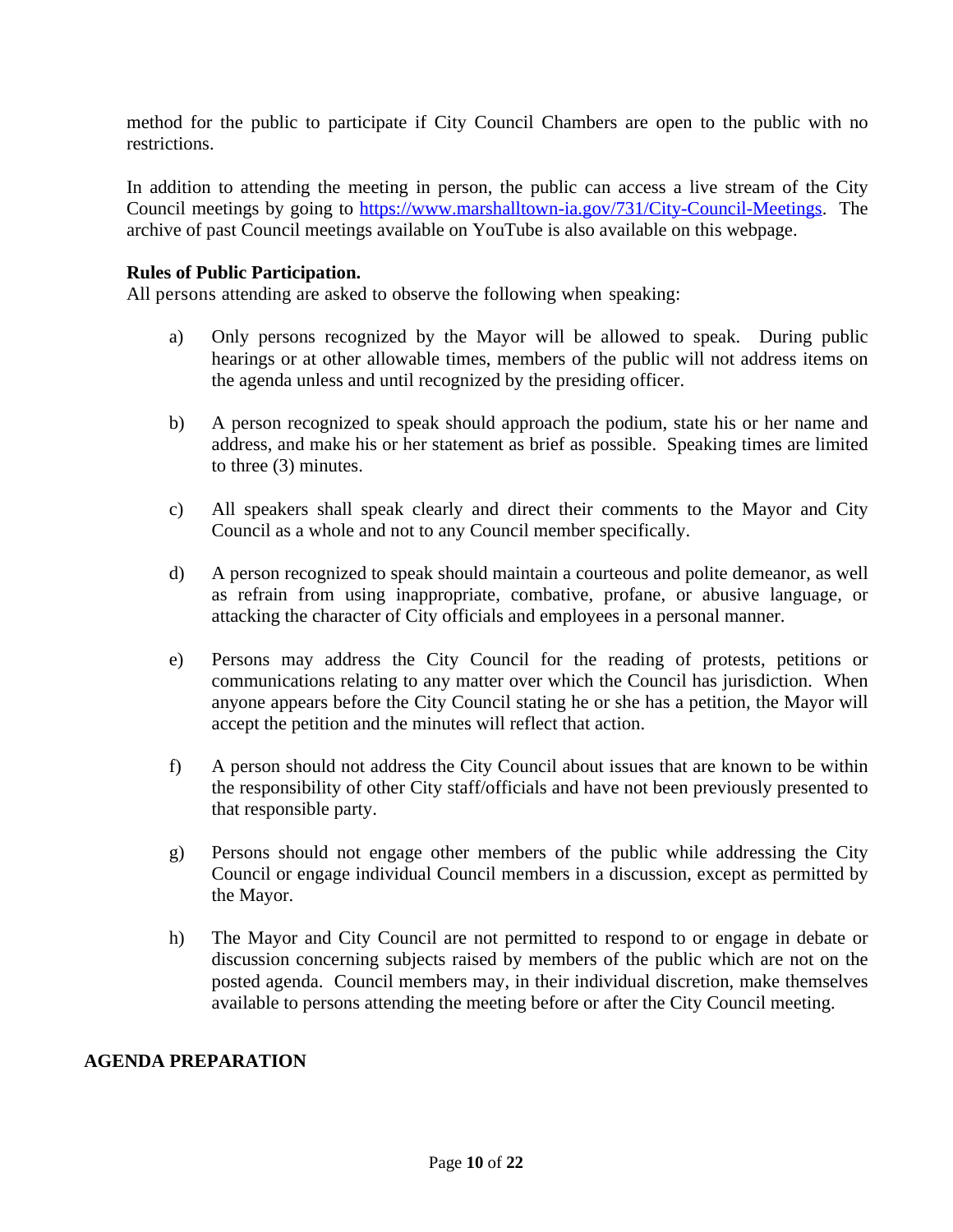method for the public to participate if City Council Chambers are open to the public with no restrictions.

In addition to attending the meeting in person, the public can access a live stream of the City Council meetings by going to https://www.marshalltown-ia.gov/731/City-Council-Meetings. The archive of past Council meetings available on YouTube is also available on this webpage.

**Rules of Public Participation.**
All persons attending are asked to observe the following when speaking:

a) Only persons recognized by the Mayor will be allowed to speak. During public hearings or at other allowable times, members of the public will not address items on the agenda unless and until recognized by the presiding officer.

b) A person recognized to speak should approach the podium, state his or her name and address, and make his or her statement as brief as possible. Speaking times are limited to three (3) minutes.

c) All speakers shall speak clearly and direct their comments to the Mayor and City Council as a whole and not to any Council member specifically.

d) A person recognized to speak should maintain a courteous and polite demeanor, as well as refrain from using inappropriate, combative, profane, or abusive language, or attacking the character of City officials and employees in a personal manner.

e) Persons may address the City Council for the reading of protests, petitions or communications relating to any matter over which the Council has jurisdiction. When anyone appears before the City Council stating he or she has a petition, the Mayor will accept the petition and the minutes will reflect that action.

f) A person should not address the City Council about issues that are known to be within the responsibility of other City staff/officials and have not been previously presented to that responsible party.

g) Persons should not engage other members of the public while addressing the City Council or engage individual Council members in a discussion, except as permitted by the Mayor.

h) The Mayor and City Council are not permitted to respond to or engage in debate or discussion concerning subjects raised by members of the public which are not on the posted agenda. Council members may, in their individual discretion, make themselves available to persons attending the meeting before or after the City Council meeting.

## AGENDA PREPARATION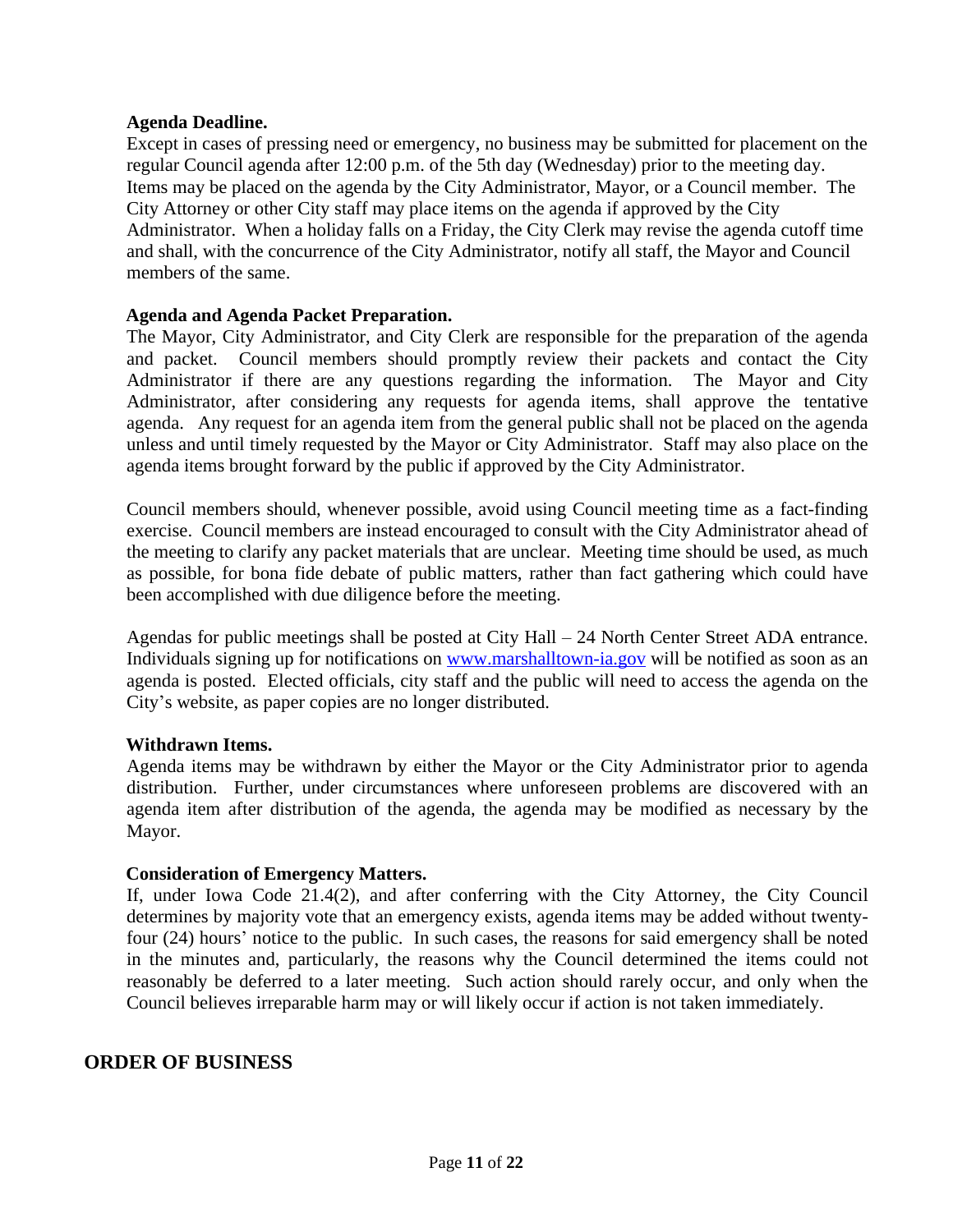**Agenda Deadline.**

Except in cases of pressing need or emergency, no business may be submitted for placement on the regular Council agenda after 12:00 p.m. of the 5th day (Wednesday) prior to the meeting day. Items may be placed on the agenda by the City Administrator, Mayor, or a Council member. The City Attorney or other City staff may place items on the agenda if approved by the City Administrator. When a holiday falls on a Friday, the City Clerk may revise the agenda cutoff time and shall, with the concurrence of the City Administrator, notify all staff, the Mayor and Council members of the same.

**Agenda and Agenda Packet Preparation.**

The Mayor, City Administrator, and City Clerk are responsible for the preparation of the agenda and packet. Council members should promptly review their packets and contact the City Administrator if there are any questions regarding the information. The Mayor and City Administrator, after considering any requests for agenda items, shall approve the tentative agenda. Any request for an agenda item from the general public shall not be placed on the agenda unless and until timely requested by the Mayor or City Administrator. Staff may also place on the agenda items brought forward by the public if approved by the City Administrator.

Council members should, whenever possible, avoid using Council meeting time as a fact-finding exercise. Council members are instead encouraged to consult with the City Administrator ahead of the meeting to clarify any packet materials that are unclear. Meeting time should be used, as much as possible, for bona fide debate of public matters, rather than fact gathering which could have been accomplished with due diligence before the meeting.

Agendas for public meetings shall be posted at City Hall – 24 North Center Street ADA entrance. Individuals signing up for notifications on [www.marshalltown-ia.gov](http://www.marshalltown-ia.gov) will be notified as soon as an agenda is posted. Elected officials, city staff and the public will need to access the agenda on the City's website, as paper copies are no longer distributed.

**Withdrawn Items.**

Agenda items may be withdrawn by either the Mayor or the City Administrator prior to agenda distribution. Further, under circumstances where unforeseen problems are discovered with an agenda item after distribution of the agenda, the agenda may be modified as necessary by the Mayor.

**Consideration of Emergency Matters.**

If, under Iowa Code 21.4(2), and after conferring with the City Attorney, the City Council determines by majority vote that an emergency exists, agenda items may be added without twenty-four (24) hours' notice to the public. In such cases, the reasons for said emergency shall be noted in the minutes and, particularly, the reasons why the Council determined the items could not reasonably be deferred to a later meeting. Such action should rarely occur, and only when the Council believes irreparable harm may or will likely occur if action is not taken immediately.

## ORDER OF BUSINESS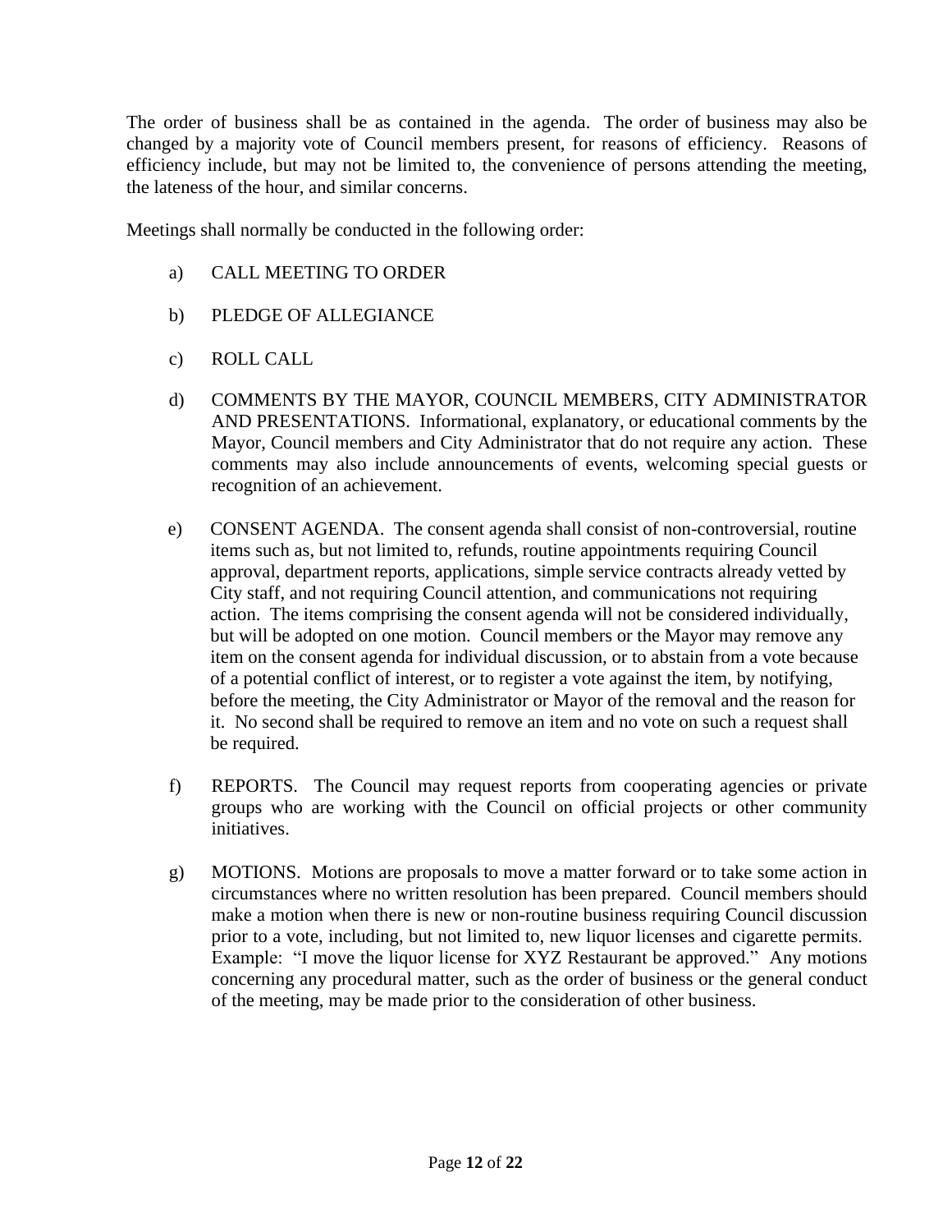The order of business shall be as contained in the agenda. The order of business may also be changed by a majority vote of Council members present, for reasons of efficiency. Reasons of efficiency include, but may not be limited to, the convenience of persons attending the meeting, the lateness of the hour, and similar concerns.

Meetings shall normally be conducted in the following order:

a) CALL MEETING TO ORDER

b) PLEDGE OF ALLEGIANCE

c) ROLL CALL

d) COMMENTS BY THE MAYOR, COUNCIL MEMBERS, CITY ADMINISTRATOR AND PRESENTATIONS. Informational, explanatory, or educational comments by the Mayor, Council members and City Administrator that do not require any action. These comments may also include announcements of events, welcoming special guests or recognition of an achievement.

e) CONSENT AGENDA. The consent agenda shall consist of non-controversial, routine items such as, but not limited to, refunds, routine appointments requiring Council approval, department reports, applications, simple service contracts already vetted by City staff, and not requiring Council attention, and communications not requiring action. The items comprising the consent agenda will not be considered individually, but will be adopted on one motion. Council members or the Mayor may remove any item on the consent agenda for individual discussion, or to abstain from a vote because of a potential conflict of interest, or to register a vote against the item, by notifying, before the meeting, the City Administrator or Mayor of the removal and the reason for it. No second shall be required to remove an item and no vote on such a request shall be required.

f) REPORTS. The Council may request reports from cooperating agencies or private groups who are working with the Council on official projects or other community initiatives.

g) MOTIONS. Motions are proposals to move a matter forward or to take some action in circumstances where no written resolution has been prepared. Council members should make a motion when there is new or non-routine business requiring Council discussion prior to a vote, including, but not limited to, new liquor licenses and cigarette permits. Example: "I move the liquor license for XYZ Restaurant be approved." Any motions concerning any procedural matter, such as the order of business or the general conduct of the meeting, may be made prior to the consideration of other business.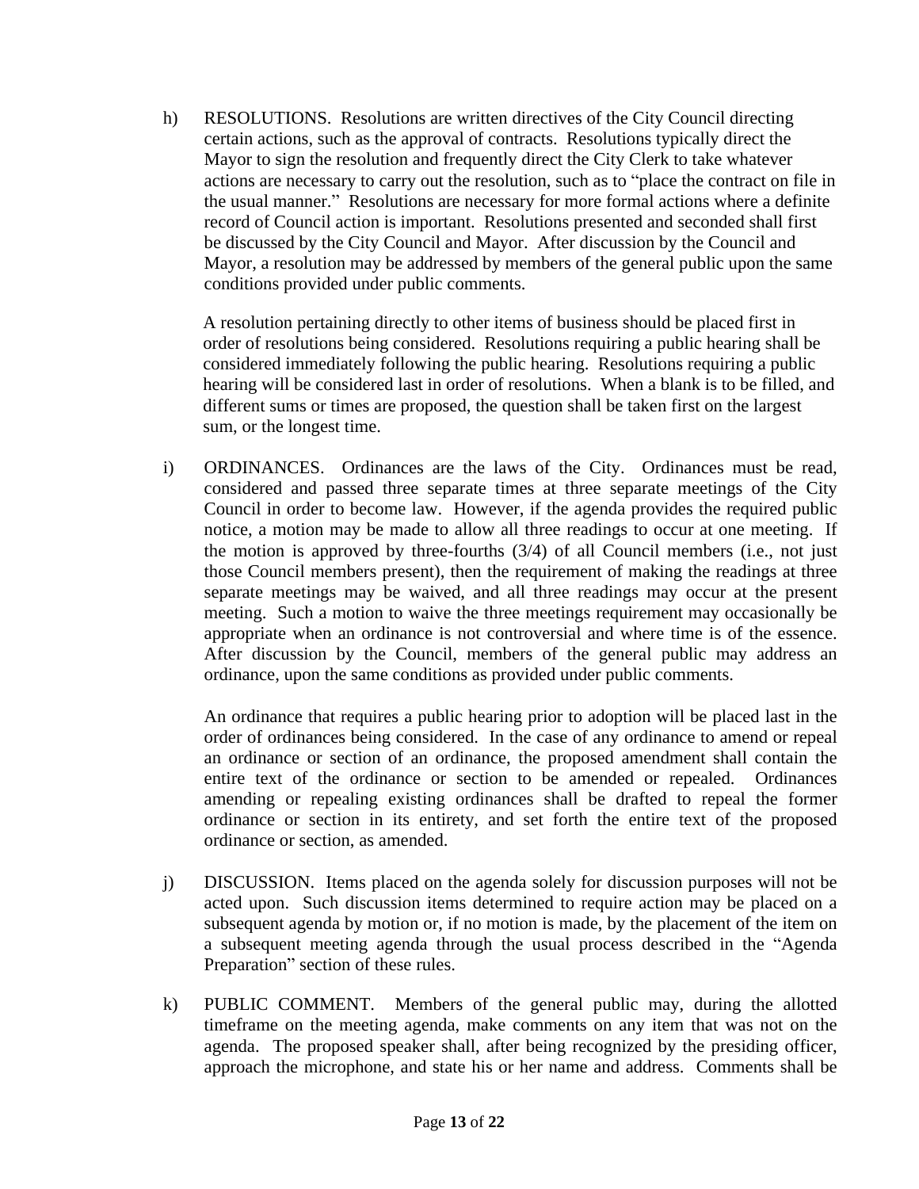h) RESOLUTIONS. Resolutions are written directives of the City Council directing certain actions, such as the approval of contracts. Resolutions typically direct the Mayor to sign the resolution and frequently direct the City Clerk to take whatever actions are necessary to carry out the resolution, such as to "place the contract on file in the usual manner." Resolutions are necessary for more formal actions where a definite record of Council action is important. Resolutions presented and seconded shall first be discussed by the City Council and Mayor. After discussion by the Council and Mayor, a resolution may be addressed by members of the general public upon the same conditions provided under public comments.

A resolution pertaining directly to other items of business should be placed first in order of resolutions being considered. Resolutions requiring a public hearing shall be considered immediately following the public hearing. Resolutions requiring a public hearing will be considered last in order of resolutions. When a blank is to be filled, and different sums or times are proposed, the question shall be taken first on the largest sum, or the longest time.

i) ORDINANCES. Ordinances are the laws of the City. Ordinances must be read, considered and passed three separate times at three separate meetings of the City Council in order to become law. However, if the agenda provides the required public notice, a motion may be made to allow all three readings to occur at one meeting. If the motion is approved by three-fourths (3/4) of all Council members (i.e., not just those Council members present), then the requirement of making the readings at three separate meetings may be waived, and all three readings may occur at the present meeting. Such a motion to waive the three meetings requirement may occasionally be appropriate when an ordinance is not controversial and where time is of the essence. After discussion by the Council, members of the general public may address an ordinance, upon the same conditions as provided under public comments.

An ordinance that requires a public hearing prior to adoption will be placed last in the order of ordinances being considered. In the case of any ordinance to amend or repeal an ordinance or section of an ordinance, the proposed amendment shall contain the entire text of the ordinance or section to be amended or repealed. Ordinances amending or repealing existing ordinances shall be drafted to repeal the former ordinance or section in its entirety, and set forth the entire text of the proposed ordinance or section, as amended.

j) DISCUSSION. Items placed on the agenda solely for discussion purposes will not be acted upon. Such discussion items determined to require action may be placed on a subsequent agenda by motion or, if no motion is made, by the placement of the item on a subsequent meeting agenda through the usual process described in the "Agenda Preparation" section of these rules.

k) PUBLIC COMMENT. Members of the general public may, during the allotted timeframe on the meeting agenda, make comments on any item that was not on the agenda. The proposed speaker shall, after being recognized by the presiding officer, approach the microphone, and state his or her name and address. Comments shall be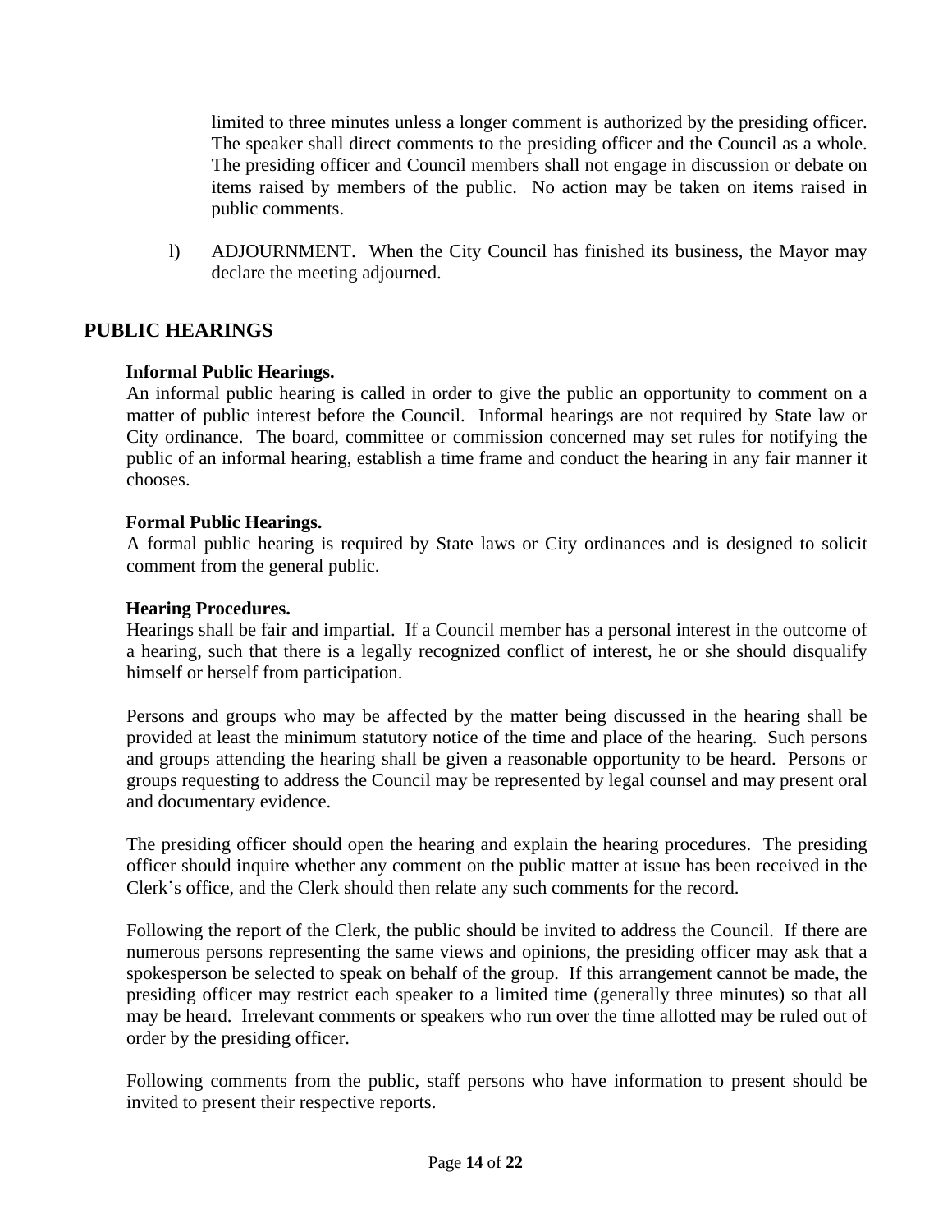limited to three minutes unless a longer comment is authorized by the presiding officer. The speaker shall direct comments to the presiding officer and the Council as a whole. The presiding officer and Council members shall not engage in discussion or debate on items raised by members of the public. No action may be taken on items raised in public comments.

l) ADJOURNMENT. When the City Council has finished its business, the Mayor may declare the meeting adjourned.

## PUBLIC HEARINGS

**Informal Public Hearings.**
An informal public hearing is called in order to give the public an opportunity to comment on a matter of public interest before the Council. Informal hearings are not required by State law or City ordinance. The board, committee or commission concerned may set rules for notifying the public of an informal hearing, establish a time frame and conduct the hearing in any fair manner it chooses.

**Formal Public Hearings.**
A formal public hearing is required by State laws or City ordinances and is designed to solicit comment from the general public.

**Hearing Procedures.**
Hearings shall be fair and impartial. If a Council member has a personal interest in the outcome of a hearing, such that there is a legally recognized conflict of interest, he or she should disqualify himself or herself from participation.

Persons and groups who may be affected by the matter being discussed in the hearing shall be provided at least the minimum statutory notice of the time and place of the hearing. Such persons and groups attending the hearing shall be given a reasonable opportunity to be heard. Persons or groups requesting to address the Council may be represented by legal counsel and may present oral and documentary evidence.

The presiding officer should open the hearing and explain the hearing procedures. The presiding officer should inquire whether any comment on the public matter at issue has been received in the Clerk's office, and the Clerk should then relate any such comments for the record.

Following the report of the Clerk, the public should be invited to address the Council. If there are numerous persons representing the same views and opinions, the presiding officer may ask that a spokesperson be selected to speak on behalf of the group. If this arrangement cannot be made, the presiding officer may restrict each speaker to a limited time (generally three minutes) so that all may be heard. Irrelevant comments or speakers who run over the time allotted may be ruled out of order by the presiding officer.

Following comments from the public, staff persons who have information to present should be invited to present their respective reports.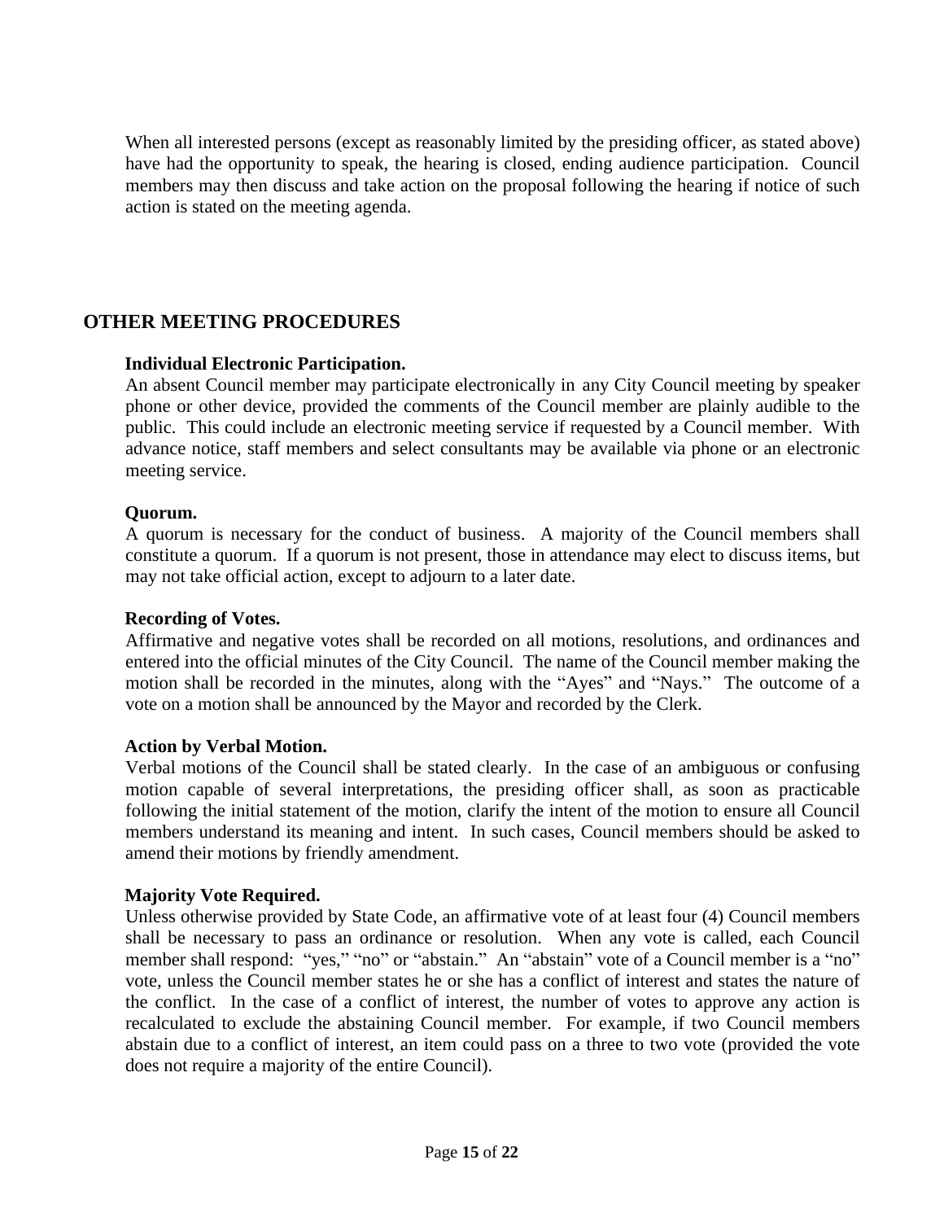When all interested persons (except as reasonably limited by the presiding officer, as stated above) have had the opportunity to speak, the hearing is closed, ending audience participation. Council members may then discuss and take action on the proposal following the hearing if notice of such action is stated on the meeting agenda.

## OTHER MEETING PROCEDURES

**Individual Electronic Participation.**
An absent Council member may participate electronically in any City Council meeting by speaker phone or other device, provided the comments of the Council member are plainly audible to the public. This could include an electronic meeting service if requested by a Council member. With advance notice, staff members and select consultants may be available via phone or an electronic meeting service.

**Quorum.**
A quorum is necessary for the conduct of business. A majority of the Council members shall constitute a quorum. If a quorum is not present, those in attendance may elect to discuss items, but may not take official action, except to adjourn to a later date.

**Recording of Votes.**
Affirmative and negative votes shall be recorded on all motions, resolutions, and ordinances and entered into the official minutes of the City Council. The name of the Council member making the motion shall be recorded in the minutes, along with the "Ayes" and "Nays." The outcome of a vote on a motion shall be announced by the Mayor and recorded by the Clerk.

**Action by Verbal Motion.**
Verbal motions of the Council shall be stated clearly. In the case of an ambiguous or confusing motion capable of several interpretations, the presiding officer shall, as soon as practicable following the initial statement of the motion, clarify the intent of the motion to ensure all Council members understand its meaning and intent. In such cases, Council members should be asked to amend their motions by friendly amendment.

**Majority Vote Required.**
Unless otherwise provided by State Code, an affirmative vote of at least four (4) Council members shall be necessary to pass an ordinance or resolution. When any vote is called, each Council member shall respond: "yes," "no" or "abstain." An "abstain" vote of a Council member is a "no" vote, unless the Council member states he or she has a conflict of interest and states the nature of the conflict. In the case of a conflict of interest, the number of votes to approve any action is recalculated to exclude the abstaining Council member. For example, if two Council members abstain due to a conflict of interest, an item could pass on a three to two vote (provided the vote does not require a majority of the entire Council).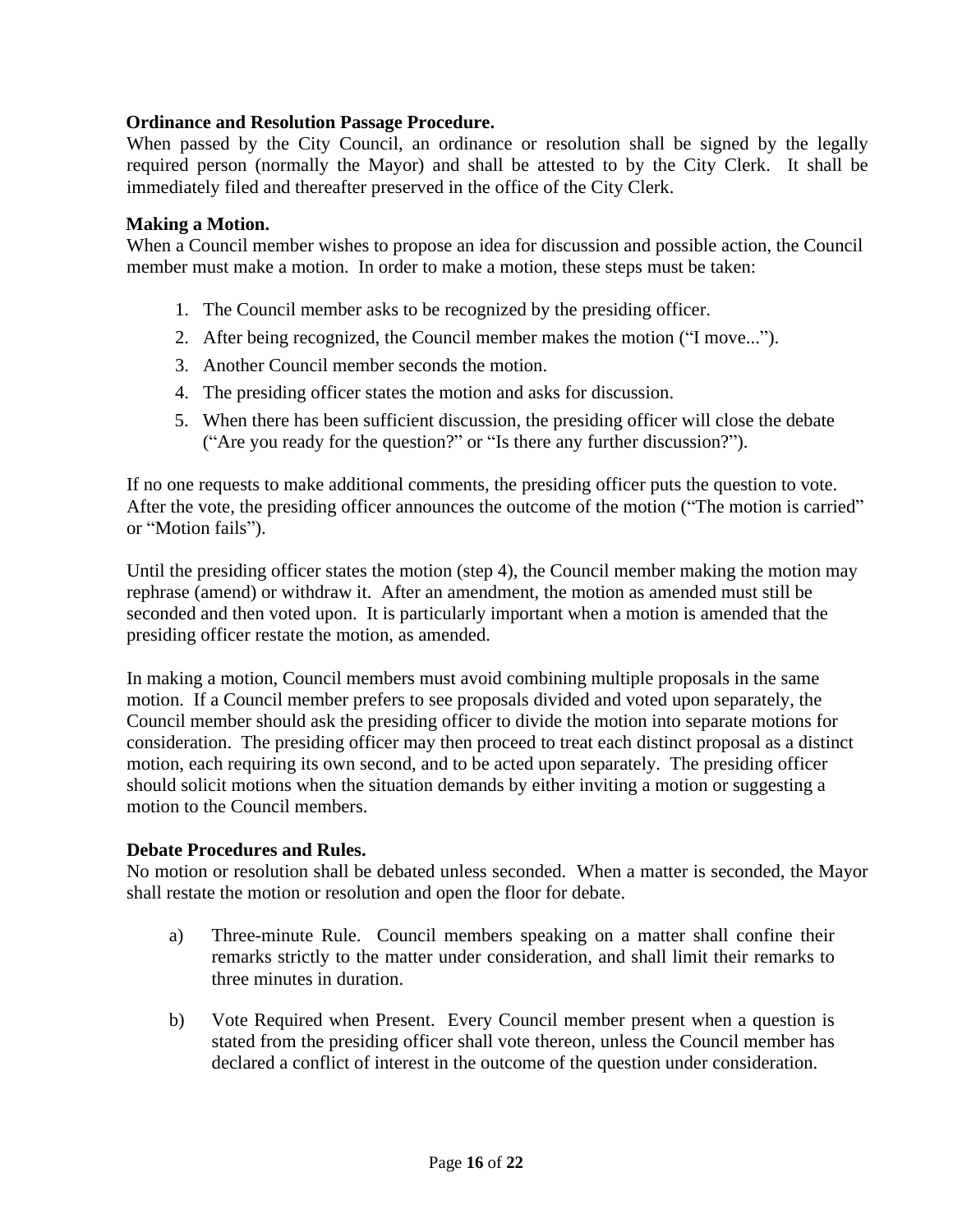**Ordinance and Resolution Passage Procedure.**
When passed by the City Council, an ordinance or resolution shall be signed by the legally required person (normally the Mayor) and shall be attested to by the City Clerk. It shall be immediately filed and thereafter preserved in the office of the City Clerk.

**Making a Motion.**
When a Council member wishes to propose an idea for discussion and possible action, the Council member must make a motion. In order to make a motion, these steps must be taken:

1. The Council member asks to be recognized by the presiding officer.
2. After being recognized, the Council member makes the motion ("I move...").
3. Another Council member seconds the motion.
4. The presiding officer states the motion and asks for discussion.
5. When there has been sufficient discussion, the presiding officer will close the debate ("Are you ready for the question?" or "Is there any further discussion?").

If no one requests to make additional comments, the presiding officer puts the question to vote. After the vote, the presiding officer announces the outcome of the motion ("The motion is carried" or "Motion fails").

Until the presiding officer states the motion (step 4), the Council member making the motion may rephrase (amend) or withdraw it. After an amendment, the motion as amended must still be seconded and then voted upon. It is particularly important when a motion is amended that the presiding officer restate the motion, as amended.

In making a motion, Council members must avoid combining multiple proposals in the same motion. If a Council member prefers to see proposals divided and voted upon separately, the Council member should ask the presiding officer to divide the motion into separate motions for consideration. The presiding officer may then proceed to treat each distinct proposal as a distinct motion, each requiring its own second, and to be acted upon separately. The presiding officer should solicit motions when the situation demands by either inviting a motion or suggesting a motion to the Council members.

**Debate Procedures and Rules.**
No motion or resolution shall be debated unless seconded. When a matter is seconded, the Mayor shall restate the motion or resolution and open the floor for debate.

a) Three-minute Rule. Council members speaking on a matter shall confine their remarks strictly to the matter under consideration, and shall limit their remarks to three minutes in duration.

b) Vote Required when Present. Every Council member present when a question is stated from the presiding officer shall vote thereon, unless the Council member has declared a conflict of interest in the outcome of the question under consideration.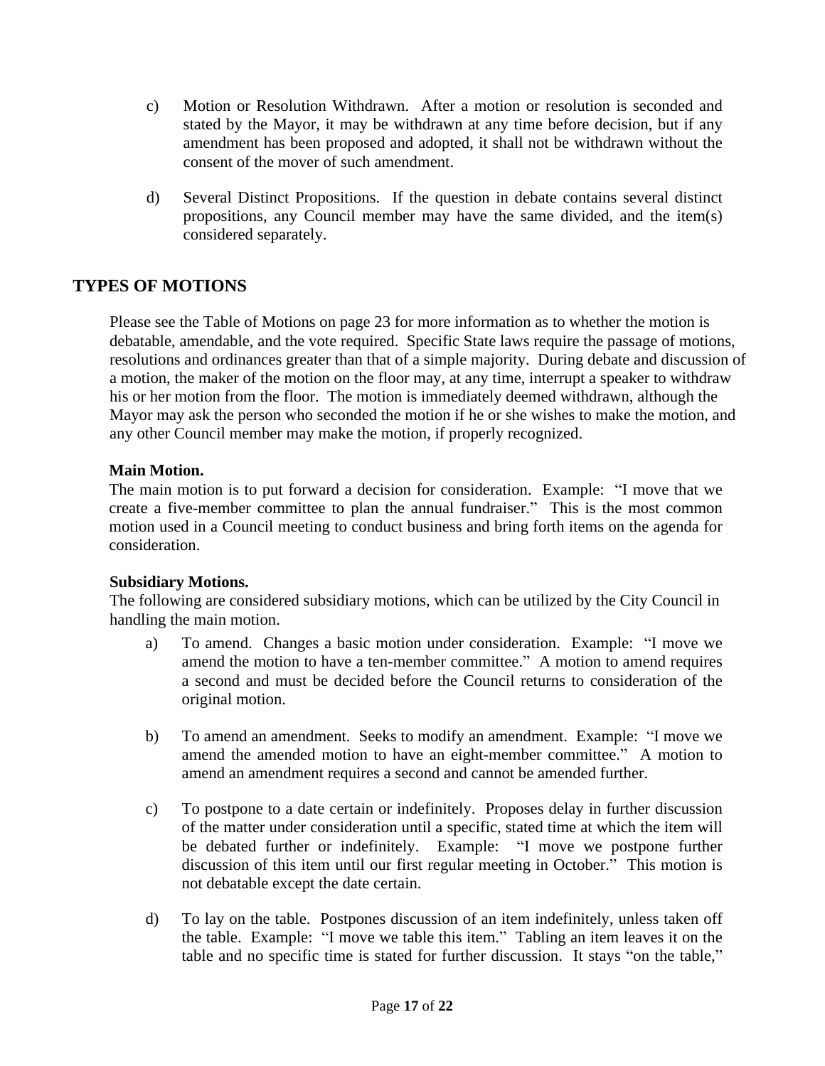c) Motion or Resolution Withdrawn. After a motion or resolution is seconded and stated by the Mayor, it may be withdrawn at any time before decision, but if any amendment has been proposed and adopted, it shall not be withdrawn without the consent of the mover of such amendment.

d) Several Distinct Propositions. If the question in debate contains several distinct propositions, any Council member may have the same divided, and the item(s) considered separately.

## TYPES OF MOTIONS

Please see the Table of Motions on page 23 for more information as to whether the motion is debatable, amendable, and the vote required. Specific State laws require the passage of motions, resolutions and ordinances greater than that of a simple majority. During debate and discussion of a motion, the maker of the motion on the floor may, at any time, interrupt a speaker to withdraw his or her motion from the floor. The motion is immediately deemed withdrawn, although the Mayor may ask the person who seconded the motion if he or she wishes to make the motion, and any other Council member may make the motion, if properly recognized.

**Main Motion.**
The main motion is to put forward a decision for consideration. Example: "I move that we create a five-member committee to plan the annual fundraiser." This is the most common motion used in a Council meeting to conduct business and bring forth items on the agenda for consideration.

**Subsidiary Motions.**
The following are considered subsidiary motions, which can be utilized by the City Council in handling the main motion.

a) To amend. Changes a basic motion under consideration. Example: "I move we amend the motion to have a ten-member committee." A motion to amend requires a second and must be decided before the Council returns to consideration of the original motion.

b) To amend an amendment. Seeks to modify an amendment. Example: "I move we amend the amended motion to have an eight-member committee." A motion to amend an amendment requires a second and cannot be amended further.

c) To postpone to a date certain or indefinitely. Proposes delay in further discussion of the matter under consideration until a specific, stated time at which the item will be debated further or indefinitely. Example: "I move we postpone further discussion of this item until our first regular meeting in October." This motion is not debatable except the date certain.

d) To lay on the table. Postpones discussion of an item indefinitely, unless taken off the table. Example: "I move we table this item." Tabling an item leaves it on the table and no specific time is stated for further discussion. It stays "on the table,"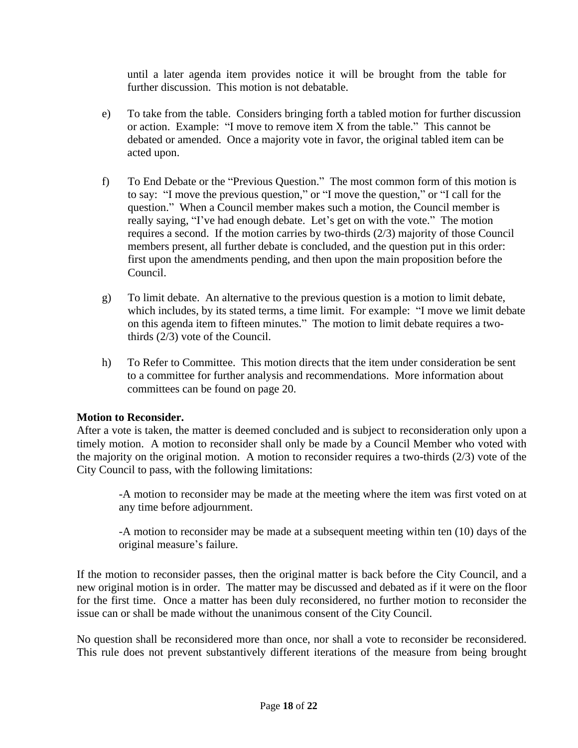until a later agenda item provides notice it will be brought from the table for further discussion. This motion is not debatable.

e) To take from the table. Considers bringing forth a tabled motion for further discussion or action. Example: "I move to remove item X from the table." This cannot be debated or amended. Once a majority vote in favor, the original tabled item can be acted upon.

f) To End Debate or the "Previous Question." The most common form of this motion is to say: "I move the previous question," or "I move the question," or "I call for the question." When a Council member makes such a motion, the Council member is really saying, "I've had enough debate. Let's get on with the vote." The motion requires a second. If the motion carries by two-thirds (2/3) majority of those Council members present, all further debate is concluded, and the question put in this order: first upon the amendments pending, and then upon the main proposition before the Council.

g) To limit debate. An alternative to the previous question is a motion to limit debate, which includes, by its stated terms, a time limit. For example: "I move we limit debate on this agenda item to fifteen minutes." The motion to limit debate requires a two-thirds (2/3) vote of the Council.

h) To Refer to Committee. This motion directs that the item under consideration be sent to a committee for further analysis and recommendations. More information about committees can be found on page 20.

**Motion to Reconsider.**

After a vote is taken, the matter is deemed concluded and is subject to reconsideration only upon a timely motion. A motion to reconsider shall only be made by a Council Member who voted with the majority on the original motion. A motion to reconsider requires a two-thirds (2/3) vote of the City Council to pass, with the following limitations:

-A motion to reconsider may be made at the meeting where the item was first voted on at any time before adjournment.

-A motion to reconsider may be made at a subsequent meeting within ten (10) days of the original measure's failure.

If the motion to reconsider passes, then the original matter is back before the City Council, and a new original motion is in order. The matter may be discussed and debated as if it were on the floor for the first time. Once a matter has been duly reconsidered, no further motion to reconsider the issue can or shall be made without the unanimous consent of the City Council.

No question shall be reconsidered more than once, nor shall a vote to reconsider be reconsidered. This rule does not prevent substantively different iterations of the measure from being brought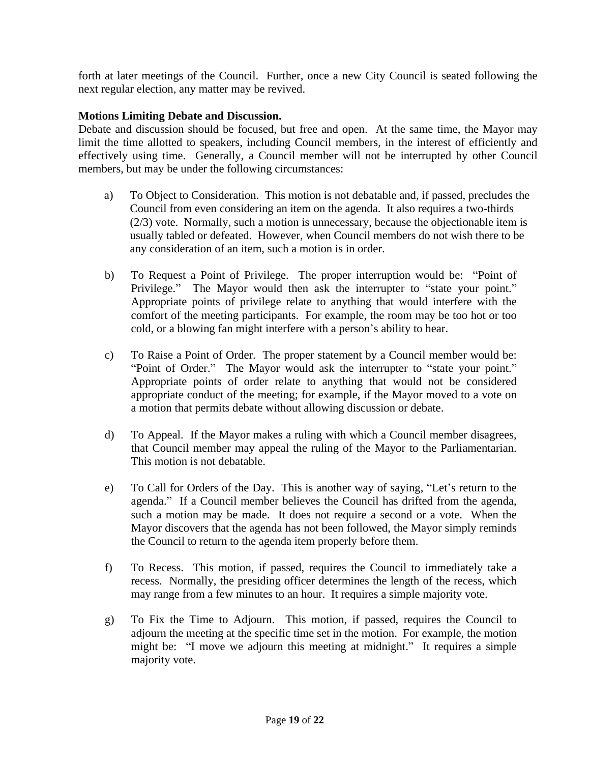forth at later meetings of the Council. Further, once a new City Council is seated following the next regular election, any matter may be revived.

**Motions Limiting Debate and Discussion.**

Debate and discussion should be focused, but free and open. At the same time, the Mayor may limit the time allotted to speakers, including Council members, in the interest of efficiently and effectively using time. Generally, a Council member will not be interrupted by other Council members, but may be under the following circumstances:

a) To Object to Consideration. This motion is not debatable and, if passed, precludes the Council from even considering an item on the agenda. It also requires a two-thirds (2/3) vote. Normally, such a motion is unnecessary, because the objectionable item is usually tabled or defeated. However, when Council members do not wish there to be any consideration of an item, such a motion is in order.

b) To Request a Point of Privilege. The proper interruption would be: "Point of Privilege." The Mayor would then ask the interrupter to "state your point." Appropriate points of privilege relate to anything that would interfere with the comfort of the meeting participants. For example, the room may be too hot or too cold, or a blowing fan might interfere with a person's ability to hear.

c) To Raise a Point of Order. The proper statement by a Council member would be: "Point of Order." The Mayor would ask the interrupter to "state your point." Appropriate points of order relate to anything that would not be considered appropriate conduct of the meeting; for example, if the Mayor moved to a vote on a motion that permits debate without allowing discussion or debate.

d) To Appeal. If the Mayor makes a ruling with which a Council member disagrees, that Council member may appeal the ruling of the Mayor to the Parliamentarian. This motion is not debatable.

e) To Call for Orders of the Day. This is another way of saying, "Let's return to the agenda." If a Council member believes the Council has drifted from the agenda, such a motion may be made. It does not require a second or a vote. When the Mayor discovers that the agenda has not been followed, the Mayor simply reminds the Council to return to the agenda item properly before them.

f) To Recess. This motion, if passed, requires the Council to immediately take a recess. Normally, the presiding officer determines the length of the recess, which may range from a few minutes to an hour. It requires a simple majority vote.

g) To Fix the Time to Adjourn. This motion, if passed, requires the Council to adjourn the meeting at the specific time set in the motion. For example, the motion might be: "I move we adjourn this meeting at midnight." It requires a simple majority vote.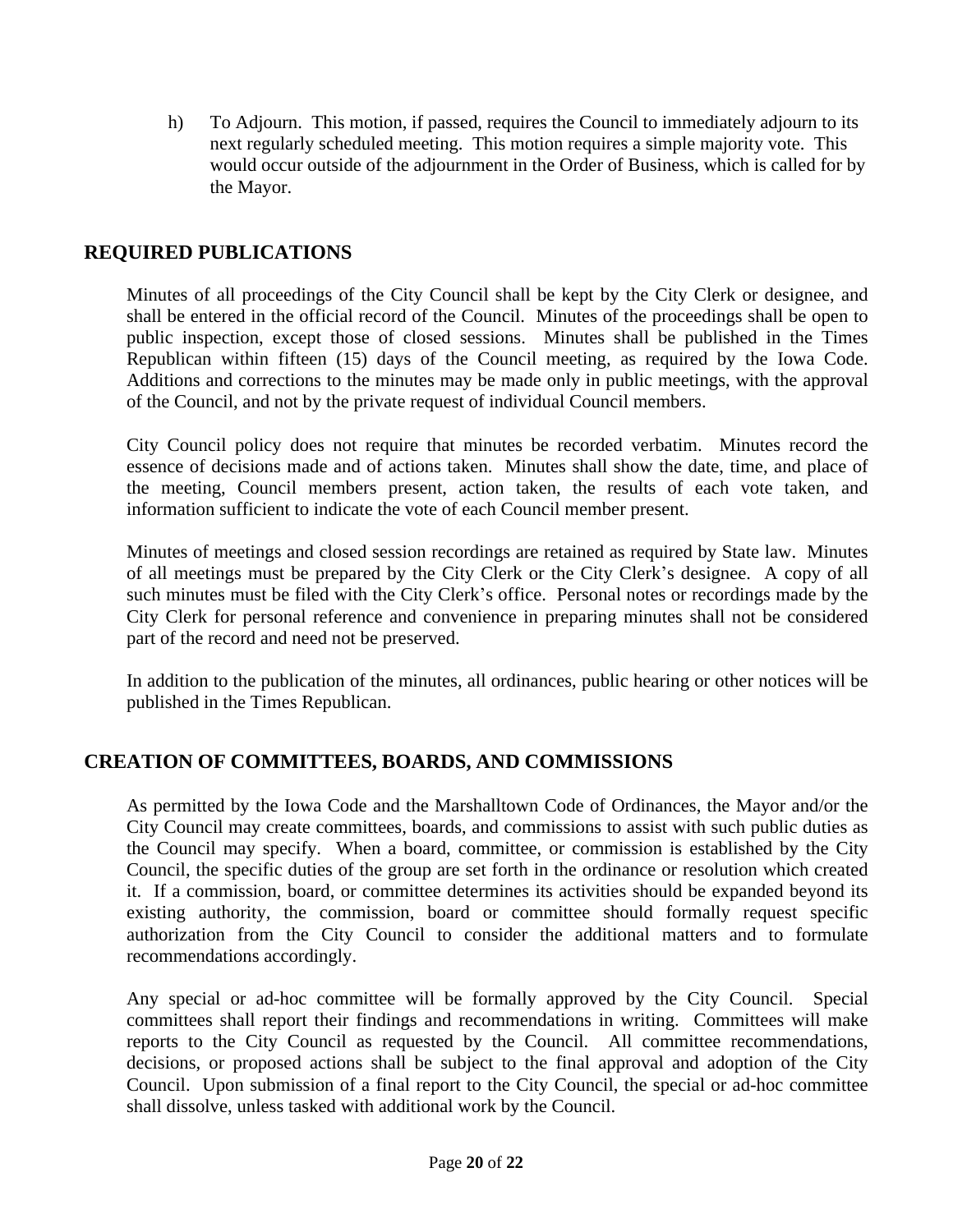h) To Adjourn. This motion, if passed, requires the Council to immediately adjourn to its next regularly scheduled meeting. This motion requires a simple majority vote. This would occur outside of the adjournment in the Order of Business, which is called for by the Mayor.

## REQUIRED PUBLICATIONS

Minutes of all proceedings of the City Council shall be kept by the City Clerk or designee, and shall be entered in the official record of the Council. Minutes of the proceedings shall be open to public inspection, except those of closed sessions. Minutes shall be published in the Times Republican within fifteen (15) days of the Council meeting, as required by the Iowa Code. Additions and corrections to the minutes may be made only in public meetings, with the approval of the Council, and not by the private request of individual Council members.

City Council policy does not require that minutes be recorded verbatim. Minutes record the essence of decisions made and of actions taken. Minutes shall show the date, time, and place of the meeting, Council members present, action taken, the results of each vote taken, and information sufficient to indicate the vote of each Council member present.

Minutes of meetings and closed session recordings are retained as required by State law. Minutes of all meetings must be prepared by the City Clerk or the City Clerk's designee. A copy of all such minutes must be filed with the City Clerk's office. Personal notes or recordings made by the City Clerk for personal reference and convenience in preparing minutes shall not be considered part of the record and need not be preserved.

In addition to the publication of the minutes, all ordinances, public hearing or other notices will be published in the Times Republican.

## CREATION OF COMMITTEES, BOARDS, AND COMMISSIONS

As permitted by the Iowa Code and the Marshalltown Code of Ordinances, the Mayor and/or the City Council may create committees, boards, and commissions to assist with such public duties as the Council may specify. When a board, committee, or commission is established by the City Council, the specific duties of the group are set forth in the ordinance or resolution which created it. If a commission, board, or committee determines its activities should be expanded beyond its existing authority, the commission, board or committee should formally request specific authorization from the City Council to consider the additional matters and to formulate recommendations accordingly.

Any special or ad-hoc committee will be formally approved by the City Council. Special committees shall report their findings and recommendations in writing. Committees will make reports to the City Council as requested by the Council. All committee recommendations, decisions, or proposed actions shall be subject to the final approval and adoption of the City Council. Upon submission of a final report to the City Council, the special or ad-hoc committee shall dissolve, unless tasked with additional work by the Council.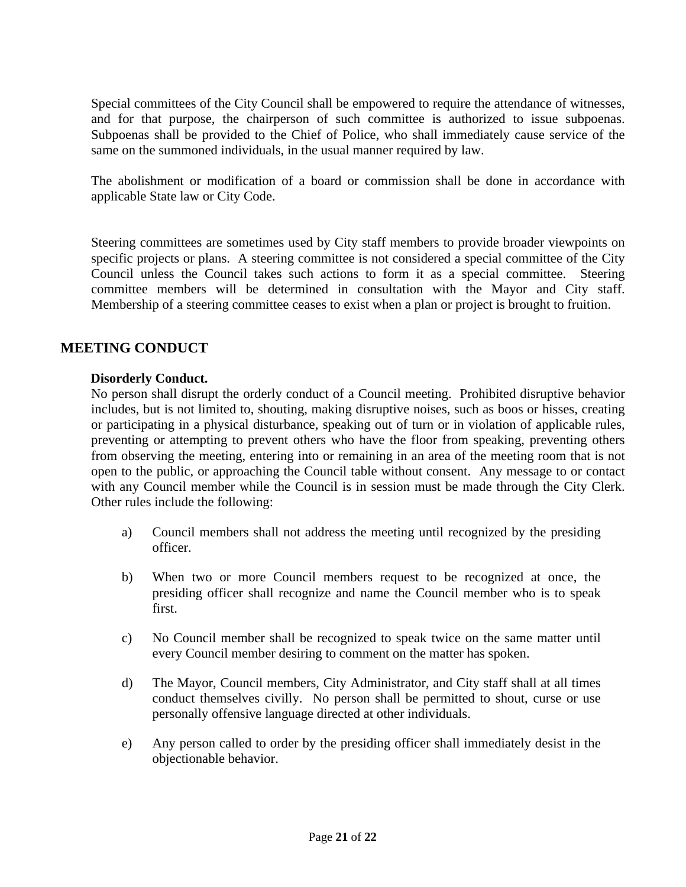Special committees of the City Council shall be empowered to require the attendance of witnesses, and for that purpose, the chairperson of such committee is authorized to issue subpoenas. Subpoenas shall be provided to the Chief of Police, who shall immediately cause service of the same on the summoned individuals, in the usual manner required by law.

The abolishment or modification of a board or commission shall be done in accordance with applicable State law or City Code.

Steering committees are sometimes used by City staff members to provide broader viewpoints on specific projects or plans. A steering committee is not considered a special committee of the City Council unless the Council takes such actions to form it as a special committee. Steering committee members will be determined in consultation with the Mayor and City staff. Membership of a steering committee ceases to exist when a plan or project is brought to fruition.

## MEETING CONDUCT

**Disorderly Conduct.**

No person shall disrupt the orderly conduct of a Council meeting. Prohibited disruptive behavior includes, but is not limited to, shouting, making disruptive noises, such as boos or hisses, creating or participating in a physical disturbance, speaking out of turn or in violation of applicable rules, preventing or attempting to prevent others who have the floor from speaking, preventing others from observing the meeting, entering into or remaining in an area of the meeting room that is not open to the public, or approaching the Council table without consent. Any message to or contact with any Council member while the Council is in session must be made through the City Clerk. Other rules include the following:

a) Council members shall not address the meeting until recognized by the presiding officer.

b) When two or more Council members request to be recognized at once, the presiding officer shall recognize and name the Council member who is to speak first.

c) No Council member shall be recognized to speak twice on the same matter until every Council member desiring to comment on the matter has spoken.

d) The Mayor, Council members, City Administrator, and City staff shall at all times conduct themselves civilly. No person shall be permitted to shout, curse or use personally offensive language directed at other individuals.

e) Any person called to order by the presiding officer shall immediately desist in the objectionable behavior.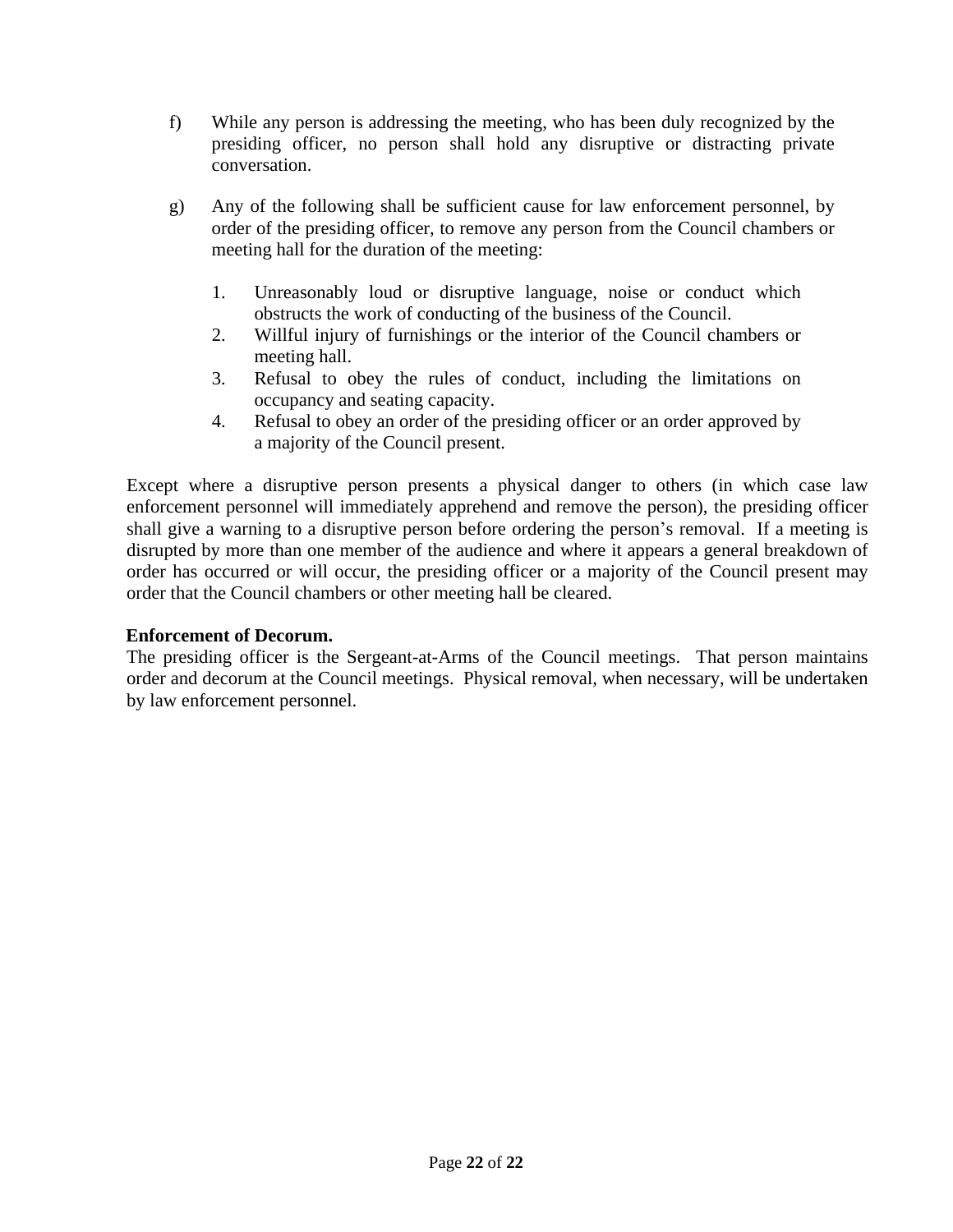f) While any person is addressing the meeting, who has been duly recognized by the presiding officer, no person shall hold any disruptive or distracting private conversation.

g) Any of the following shall be sufficient cause for law enforcement personnel, by order of the presiding officer, to remove any person from the Council chambers or meeting hall for the duration of the meeting:

   1. Unreasonably loud or disruptive language, noise or conduct which obstructs the work of conducting of the business of the Council.
   2. Willful injury of furnishings or the interior of the Council chambers or meeting hall.
   3. Refusal to obey the rules of conduct, including the limitations on occupancy and seating capacity.
   4. Refusal to obey an order of the presiding officer or an order approved by a majority of the Council present.

Except where a disruptive person presents a physical danger to others (in which case law enforcement personnel will immediately apprehend and remove the person), the presiding officer shall give a warning to a disruptive person before ordering the person's removal. If a meeting is disrupted by more than one member of the audience and where it appears a general breakdown of order has occurred or will occur, the presiding officer or a majority of the Council present may order that the Council chambers or other meeting hall be cleared.

**Enforcement of Decorum.**

The presiding officer is the Sergeant-at-Arms of the Council meetings. That person maintains order and decorum at the Council meetings. Physical removal, when necessary, will be undertaken by law enforcement personnel.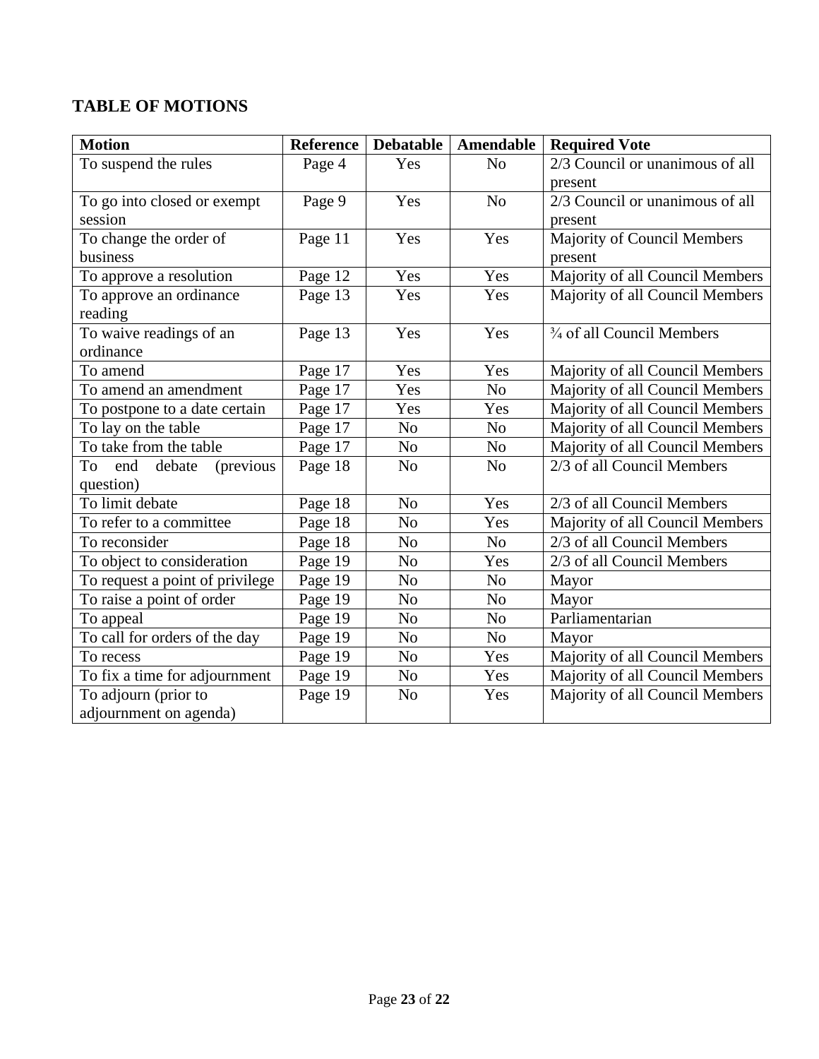## TABLE OF MOTIONS

| Motion | Reference | Debatable | Amendable | Required Vote |
|---|---|---|---|---|
| To suspend the rules | Page 4 | Yes | No | 2/3 Council or unanimous of all present |
| To go into closed or exempt session | Page 9 | Yes | No | 2/3 Council or unanimous of all present |
| To change the order of business | Page 11 | Yes | Yes | Majority of Council Members present |
| To approve a resolution | Page 12 | Yes | Yes | Majority of all Council Members |
| To approve an ordinance reading | Page 13 | Yes | Yes | Majority of all Council Members |
| To waive readings of an ordinance | Page 13 | Yes | Yes | ¾ of all Council Members |
| To amend | Page 17 | Yes | Yes | Majority of all Council Members |
| To amend an amendment | Page 17 | Yes | No | Majority of all Council Members |
| To postpone to a date certain | Page 17 | Yes | Yes | Majority of all Council Members |
| To lay on the table | Page 17 | No | No | Majority of all Council Members |
| To take from the table | Page 17 | No | No | Majority of all Council Members |
| To end debate (previous question) | Page 18 | No | No | 2/3 of all Council Members |
| To limit debate | Page 18 | No | Yes | 2/3 of all Council Members |
| To refer to a committee | Page 18 | No | Yes | Majority of all Council Members |
| To reconsider | Page 18 | No | No | 2/3 of all Council Members |
| To object to consideration | Page 19 | No | Yes | 2/3 of all Council Members |
| To request a point of privilege | Page 19 | No | No | Mayor |
| To raise a point of order | Page 19 | No | No | Mayor |
| To appeal | Page 19 | No | No | Parliamentarian |
| To call for orders of the day | Page 19 | No | No | Mayor |
| To recess | Page 19 | No | Yes | Majority of all Council Members |
| To fix a time for adjournment | Page 19 | No | Yes | Majority of all Council Members |
| To adjourn (prior to adjournment on agenda) | Page 19 | No | Yes | Majority of all Council Members |